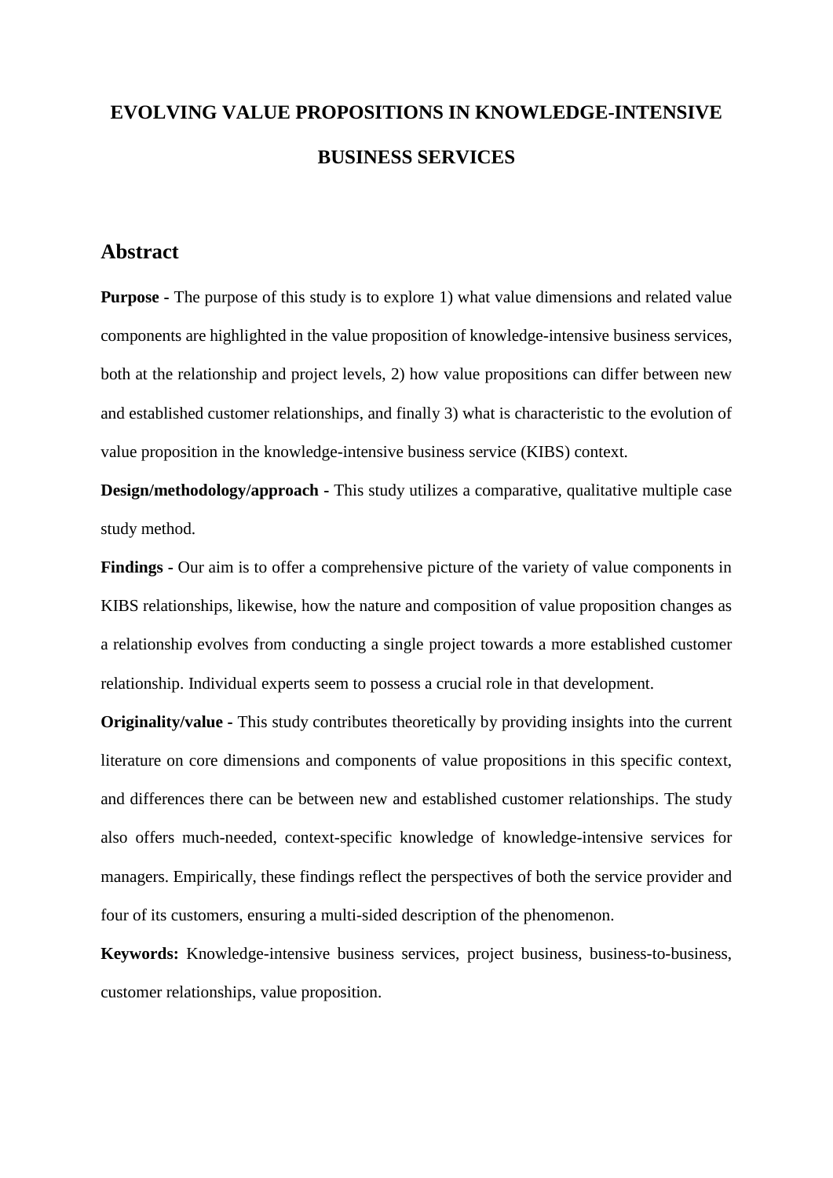# EVOLVING VALUE PROPOSITIONS IN KNOWLEDGE-INTENSIVE BUSINESS SERVICES

## Abstract

**Purpose -** The purpose of this study is to explore 1) what value dimensions and related value components are highlighted in the value proposition of knowledge-intensive business services, both at the relationship and project levels, 2) how value propositions can differ between new and established customer relationships, and finally 3) what is characteristic to the evolution of value proposition in the knowledge-intensive business service (KIBS) context.

**Design/methodology/approach -** This study utilizes a comparative, qualitative multiple case study method.

**Findings -** Our aim is to offer a comprehensive picture of the variety of value components in KIBS relationships, likewise, how the nature and composition of value proposition changes as a relationship evolves from conducting a single project towards a more established customer relationship. Individual experts seem to possess a crucial role in that development.

**Originality/value -** This study contributes theoretically by providing insights into the current literature on core dimensions and components of value propositions in this specific context, and differences there can be between new and established customer relationships. The study also offers much-needed, context-specific knowledge of knowledge-intensive services for managers. Empirically, these findings reflect the perspectives of both the service provider and four of its customers, ensuring a multi-sided description of the phenomenon.

**Keywords:** Knowledge-intensive business services, project business, business-to-business, customer relationships, value proposition.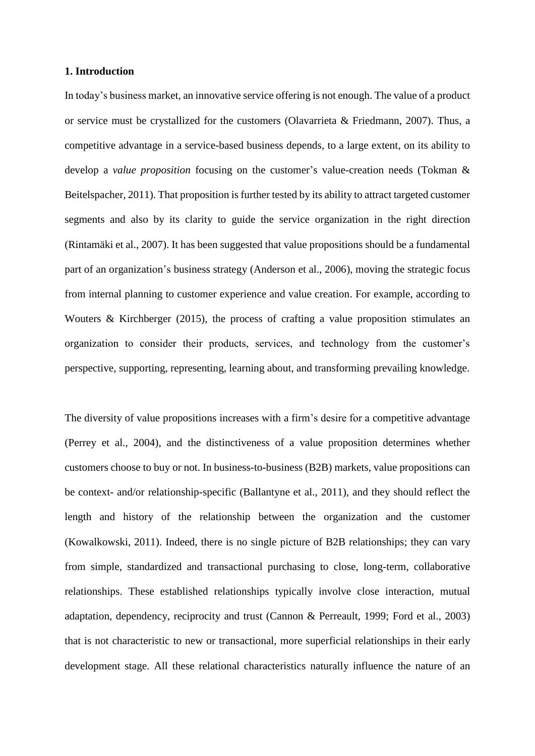# 1. Introduction

In today's business market, an innovative service offering is not enough. The value of a product or service must be crystallized for the customers (Olavarrieta & Friedmann, 2007). Thus, a competitive advantage in a service-based business depends, to a large extent, on its ability to develop a *value proposition* focusing on the customer's value-creation needs (Tokman & Beitelspacher, 2011). That proposition is further tested by its ability to attract targeted customer segments and also by its clarity to guide the service organization in the right direction (Rintamäki et al., 2007). It has been suggested that value propositions should be a fundamental part of an organization's business strategy (Anderson et al., 2006), moving the strategic focus from internal planning to customer experience and value creation. For example, according to Wouters & Kirchberger (2015), the process of crafting a value proposition stimulates an organization to consider their products, services, and technology from the customer's perspective, supporting, representing, learning about, and transforming prevailing knowledge.

The diversity of value propositions increases with a firm's desire for a competitive advantage (Perrey et al., 2004), and the distinctiveness of a value proposition determines whether customers choose to buy or not. In business-to-business (B2B) markets, value propositions can be context- and/or relationship-specific (Ballantyne et al., 2011), and they should reflect the length and history of the relationship between the organization and the customer (Kowalkowski, 2011). Indeed, there is no single picture of B2B relationships; they can vary from simple, standardized and transactional purchasing to close, long-term, collaborative relationships. These established relationships typically involve close interaction, mutual adaptation, dependency, reciprocity and trust (Cannon & Perreault, 1999; Ford et al., 2003) that is not characteristic to new or transactional, more superficial relationships in their early development stage. All these relational characteristics naturally influence the nature of an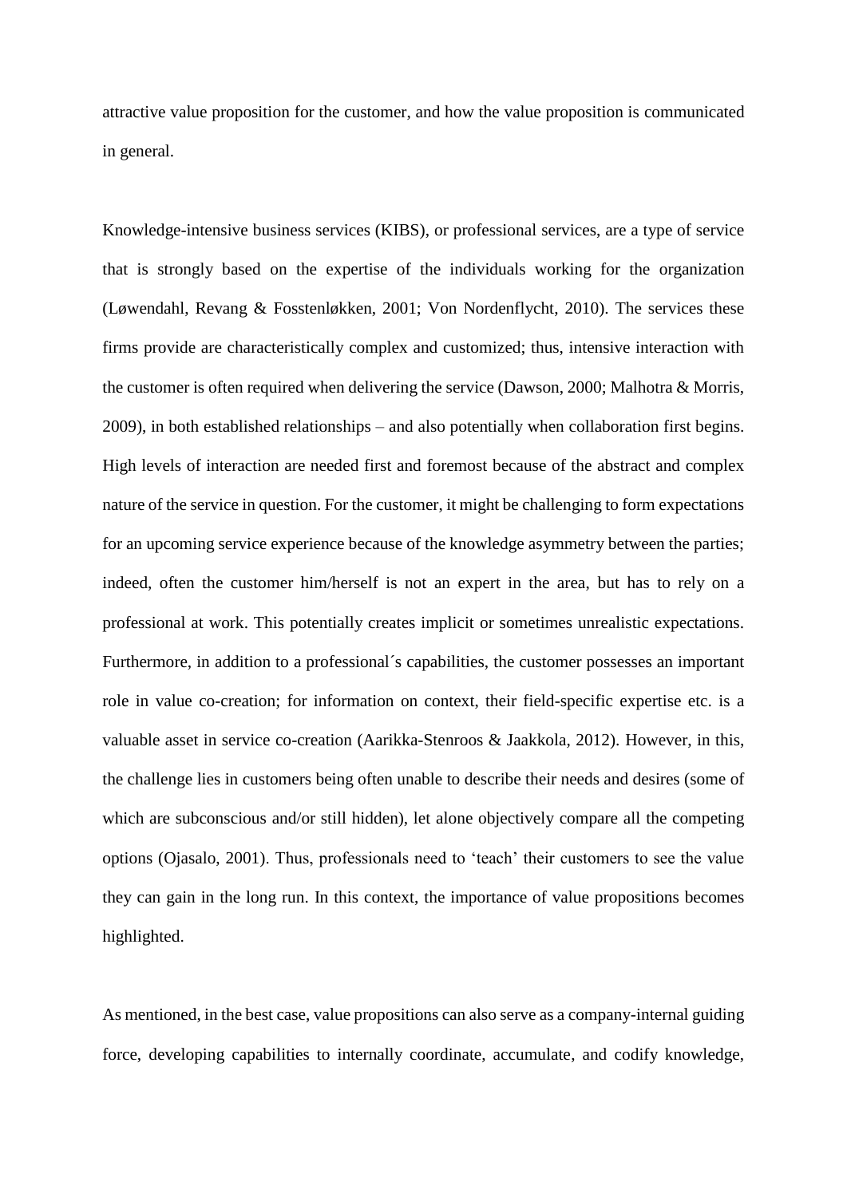attractive value proposition for the customer, and how the value proposition is communicated in general.

Knowledge-intensive business services (KIBS), or professional services, are a type of service that is strongly based on the expertise of the individuals working for the organization (Løwendahl, Revang & Fosstenløkken, 2001; Von Nordenflycht, 2010). The services these firms provide are characteristically complex and customized; thus, intensive interaction with the customer is often required when delivering the service (Dawson, 2000; Malhotra & Morris, 2009), in both established relationships – and also potentially when collaboration first begins. High levels of interaction are needed first and foremost because of the abstract and complex nature of the service in question. For the customer, it might be challenging to form expectations for an upcoming service experience because of the knowledge asymmetry between the parties; indeed, often the customer him/herself is not an expert in the area, but has to rely on a professional at work. This potentially creates implicit or sometimes unrealistic expectations. Furthermore, in addition to a professional´s capabilities, the customer possesses an important role in value co-creation; for information on context, their field-specific expertise etc. is a valuable asset in service co-creation (Aarikka-Stenroos & Jaakkola, 2012). However, in this, the challenge lies in customers being often unable to describe their needs and desires (some of which are subconscious and/or still hidden), let alone objectively compare all the competing options (Ojasalo, 2001). Thus, professionals need to 'teach' their customers to see the value they can gain in the long run. In this context, the importance of value propositions becomes highlighted.

As mentioned, in the best case, value propositions can also serve as a company-internal guiding force, developing capabilities to internally coordinate, accumulate, and codify knowledge,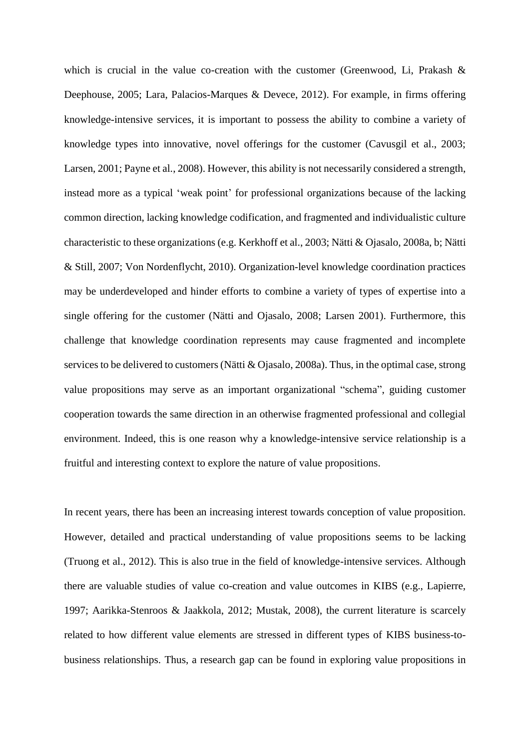which is crucial in the value co-creation with the customer (Greenwood, Li, Prakash & Deephouse, 2005; Lara, Palacios-Marques & Devece, 2012). For example, in firms offering knowledge-intensive services, it is important to possess the ability to combine a variety of knowledge types into innovative, novel offerings for the customer (Cavusgil et al., 2003; Larsen, 2001; Payne et al., 2008). However, this ability is not necessarily considered a strength, instead more as a typical 'weak point' for professional organizations because of the lacking common direction, lacking knowledge codification, and fragmented and individualistic culture characteristic to these organizations (e.g. Kerkhoff et al., 2003; Nätti & Ojasalo, 2008a, b; Nätti & Still, 2007; Von Nordenflycht, 2010). Organization-level knowledge coordination practices may be underdeveloped and hinder efforts to combine a variety of types of expertise into a single offering for the customer (Nätti and Ojasalo, 2008; Larsen 2001). Furthermore, this challenge that knowledge coordination represents may cause fragmented and incomplete services to be delivered to customers (Nätti & Ojasalo, 2008a). Thus, in the optimal case, strong value propositions may serve as an important organizational "schema", guiding customer cooperation towards the same direction in an otherwise fragmented professional and collegial environment. Indeed, this is one reason why a knowledge-intensive service relationship is a fruitful and interesting context to explore the nature of value propositions.

In recent years, there has been an increasing interest towards conception of value proposition. However, detailed and practical understanding of value propositions seems to be lacking (Truong et al., 2012). This is also true in the field of knowledge-intensive services. Although there are valuable studies of value co-creation and value outcomes in KIBS (e.g., Lapierre, 1997; Aarikka-Stenroos & Jaakkola, 2012; Mustak, 2008), the current literature is scarcely related to how different value elements are stressed in different types of KIBS business-to-business relationships. Thus, a research gap can be found in exploring value propositions in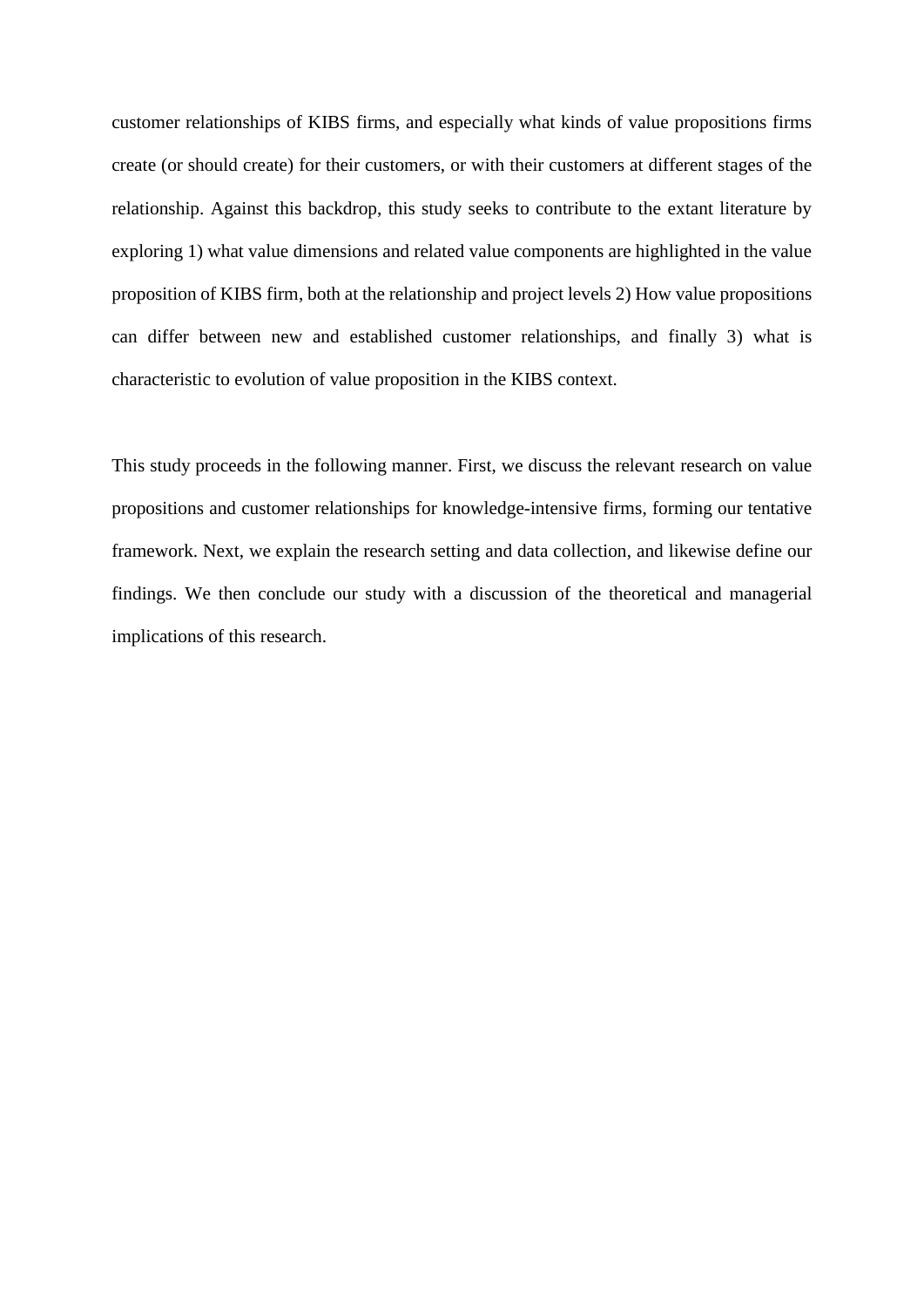customer relationships of KIBS firms, and especially what kinds of value propositions firms create (or should create) for their customers, or with their customers at different stages of the relationship. Against this backdrop, this study seeks to contribute to the extant literature by exploring 1) what value dimensions and related value components are highlighted in the value proposition of KIBS firm, both at the relationship and project levels 2) How value propositions can differ between new and established customer relationships, and finally 3) what is characteristic to evolution of value proposition in the KIBS context.

This study proceeds in the following manner. First, we discuss the relevant research on value propositions and customer relationships for knowledge-intensive firms, forming our tentative framework. Next, we explain the research setting and data collection, and likewise define our findings. We then conclude our study with a discussion of the theoretical and managerial implications of this research.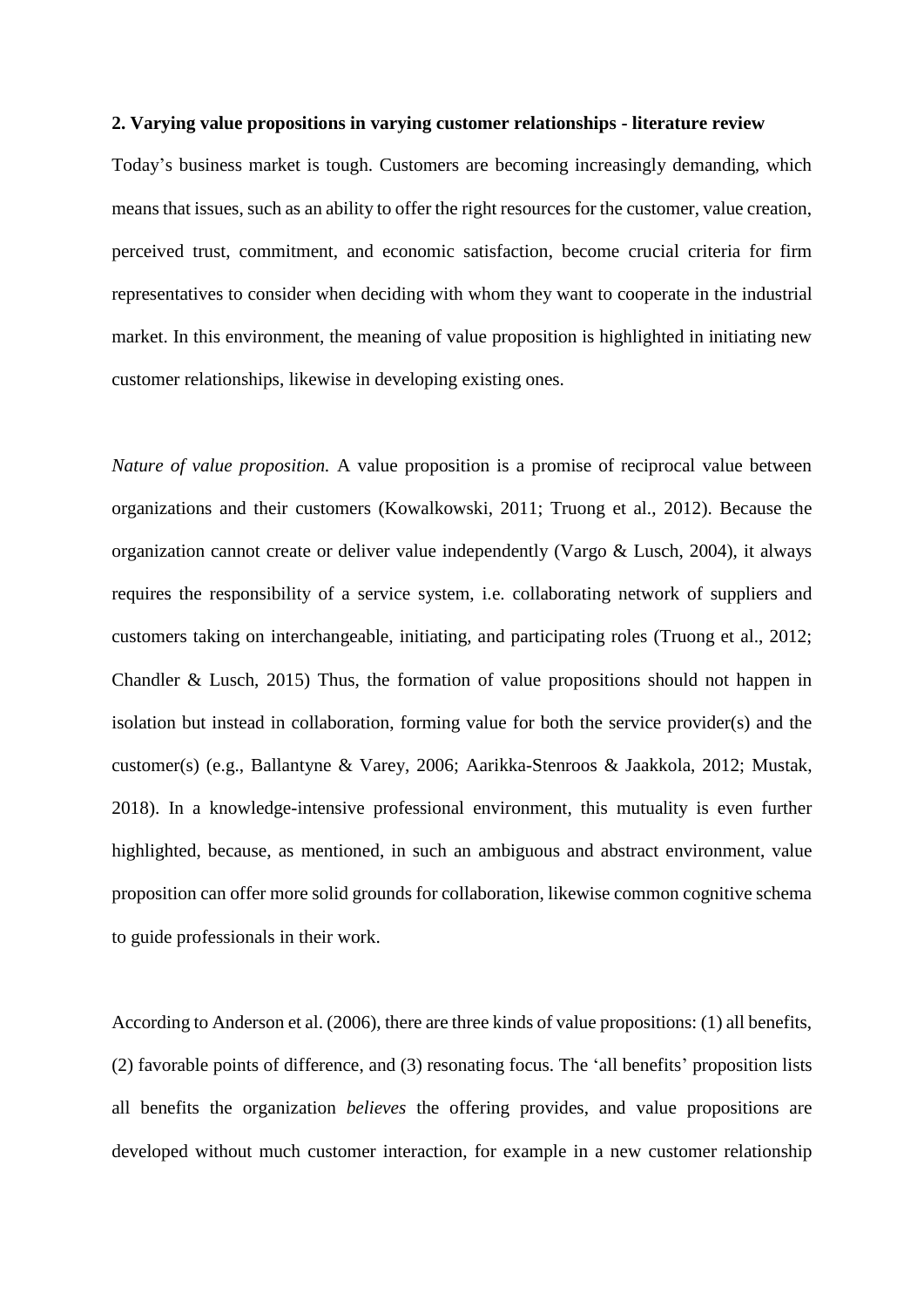## 2. Varying value propositions in varying customer relationships - literature review

Today's business market is tough. Customers are becoming increasingly demanding, which means that issues, such as an ability to offer the right resources for the customer, value creation, perceived trust, commitment, and economic satisfaction, become crucial criteria for firm representatives to consider when deciding with whom they want to cooperate in the industrial market. In this environment, the meaning of value proposition is highlighted in initiating new customer relationships, likewise in developing existing ones.

*Nature of value proposition.* A value proposition is a promise of reciprocal value between organizations and their customers (Kowalkowski, 2011; Truong et al., 2012). Because the organization cannot create or deliver value independently (Vargo & Lusch, 2004), it always requires the responsibility of a service system, i.e. collaborating network of suppliers and customers taking on interchangeable, initiating, and participating roles (Truong et al., 2012; Chandler & Lusch, 2015) Thus, the formation of value propositions should not happen in isolation but instead in collaboration, forming value for both the service provider(s) and the customer(s) (e.g., Ballantyne & Varey, 2006; Aarikka-Stenroos & Jaakkola, 2012; Mustak, 2018). In a knowledge-intensive professional environment, this mutuality is even further highlighted, because, as mentioned, in such an ambiguous and abstract environment, value proposition can offer more solid grounds for collaboration, likewise common cognitive schema to guide professionals in their work.

According to Anderson et al. (2006), there are three kinds of value propositions: (1) all benefits, (2) favorable points of difference, and (3) resonating focus. The 'all benefits' proposition lists all benefits the organization *believes* the offering provides, and value propositions are developed without much customer interaction, for example in a new customer relationship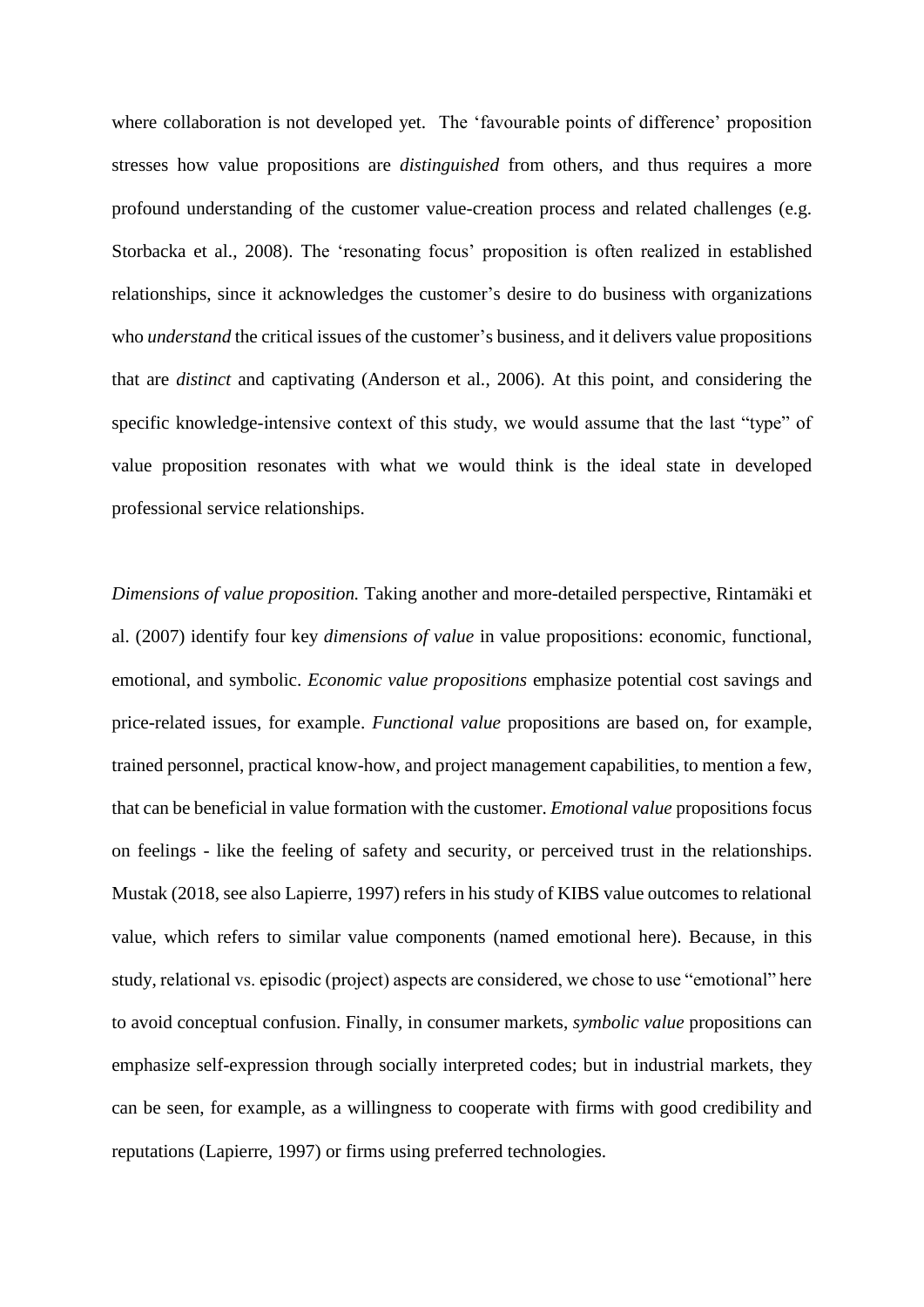where collaboration is not developed yet. The 'favourable points of difference' proposition stresses how value propositions are *distinguished* from others, and thus requires a more profound understanding of the customer value-creation process and related challenges (e.g. Storbacka et al., 2008). The 'resonating focus' proposition is often realized in established relationships, since it acknowledges the customer's desire to do business with organizations who *understand* the critical issues of the customer's business, and it delivers value propositions that are *distinct* and captivating (Anderson et al., 2006). At this point, and considering the specific knowledge-intensive context of this study, we would assume that the last "type" of value proposition resonates with what we would think is the ideal state in developed professional service relationships.

*Dimensions of value proposition.* Taking another and more-detailed perspective, Rintamäki et al. (2007) identify four key *dimensions of value* in value propositions: economic, functional, emotional, and symbolic. *Economic value propositions* emphasize potential cost savings and price-related issues, for example. *Functional value* propositions are based on, for example, trained personnel, practical know-how, and project management capabilities, to mention a few, that can be beneficial in value formation with the customer. *Emotional value* propositions focus on feelings - like the feeling of safety and security, or perceived trust in the relationships. Mustak (2018, see also Lapierre, 1997) refers in his study of KIBS value outcomes to relational value, which refers to similar value components (named emotional here). Because, in this study, relational vs. episodic (project) aspects are considered, we chose to use "emotional" here to avoid conceptual confusion. Finally, in consumer markets, *symbolic value* propositions can emphasize self-expression through socially interpreted codes; but in industrial markets, they can be seen, for example, as a willingness to cooperate with firms with good credibility and reputations (Lapierre, 1997) or firms using preferred technologies.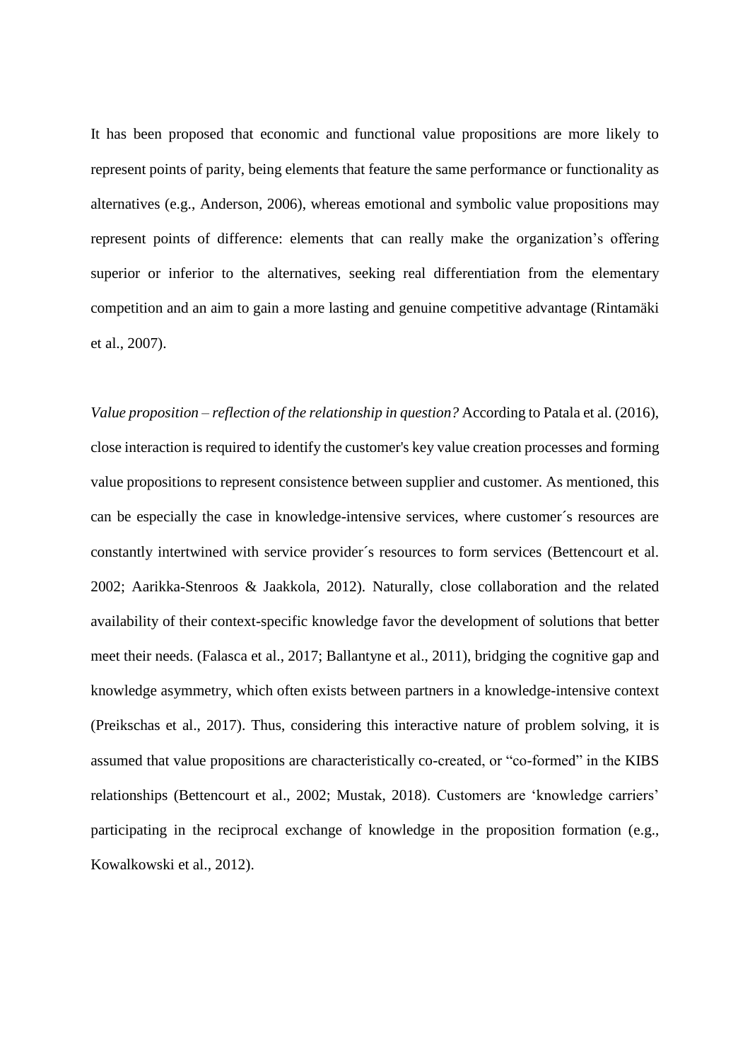It has been proposed that economic and functional value propositions are more likely to represent points of parity, being elements that feature the same performance or functionality as alternatives (e.g., Anderson, 2006), whereas emotional and symbolic value propositions may represent points of difference: elements that can really make the organization's offering superior or inferior to the alternatives, seeking real differentiation from the elementary competition and an aim to gain a more lasting and genuine competitive advantage (Rintamäki et al., 2007).

*Value proposition – reflection of the relationship in question?* According to Patala et al. (2016), close interaction is required to identify the customer's key value creation processes and forming value propositions to represent consistence between supplier and customer. As mentioned, this can be especially the case in knowledge-intensive services, where customer´s resources are constantly intertwined with service provider´s resources to form services (Bettencourt et al. 2002; Aarikka-Stenroos & Jaakkola, 2012). Naturally, close collaboration and the related availability of their context-specific knowledge favor the development of solutions that better meet their needs. (Falasca et al., 2017; Ballantyne et al., 2011), bridging the cognitive gap and knowledge asymmetry, which often exists between partners in a knowledge-intensive context (Preikschas et al., 2017). Thus, considering this interactive nature of problem solving, it is assumed that value propositions are characteristically co-created, or "co-formed" in the KIBS relationships (Bettencourt et al., 2002; Mustak, 2018). Customers are 'knowledge carriers' participating in the reciprocal exchange of knowledge in the proposition formation (e.g., Kowalkowski et al., 2012).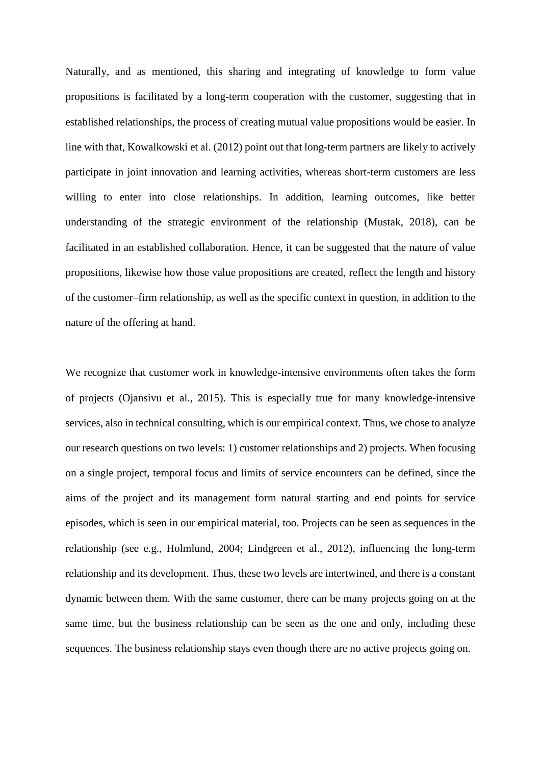Naturally, and as mentioned, this sharing and integrating of knowledge to form value propositions is facilitated by a long-term cooperation with the customer, suggesting that in established relationships, the process of creating mutual value propositions would be easier. In line with that, Kowalkowski et al. (2012) point out that long-term partners are likely to actively participate in joint innovation and learning activities, whereas short-term customers are less willing to enter into close relationships. In addition, learning outcomes, like better understanding of the strategic environment of the relationship (Mustak, 2018), can be facilitated in an established collaboration. Hence, it can be suggested that the nature of value propositions, likewise how those value propositions are created, reflect the length and history of the customer–firm relationship, as well as the specific context in question, in addition to the nature of the offering at hand.

We recognize that customer work in knowledge-intensive environments often takes the form of projects (Ojansivu et al., 2015). This is especially true for many knowledge-intensive services, also in technical consulting, which is our empirical context. Thus, we chose to analyze our research questions on two levels: 1) customer relationships and 2) projects. When focusing on a single project, temporal focus and limits of service encounters can be defined, since the aims of the project and its management form natural starting and end points for service episodes, which is seen in our empirical material, too. Projects can be seen as sequences in the relationship (see e.g., Holmlund, 2004; Lindgreen et al., 2012), influencing the long-term relationship and its development. Thus, these two levels are intertwined, and there is a constant dynamic between them. With the same customer, there can be many projects going on at the same time, but the business relationship can be seen as the one and only, including these sequences. The business relationship stays even though there are no active projects going on.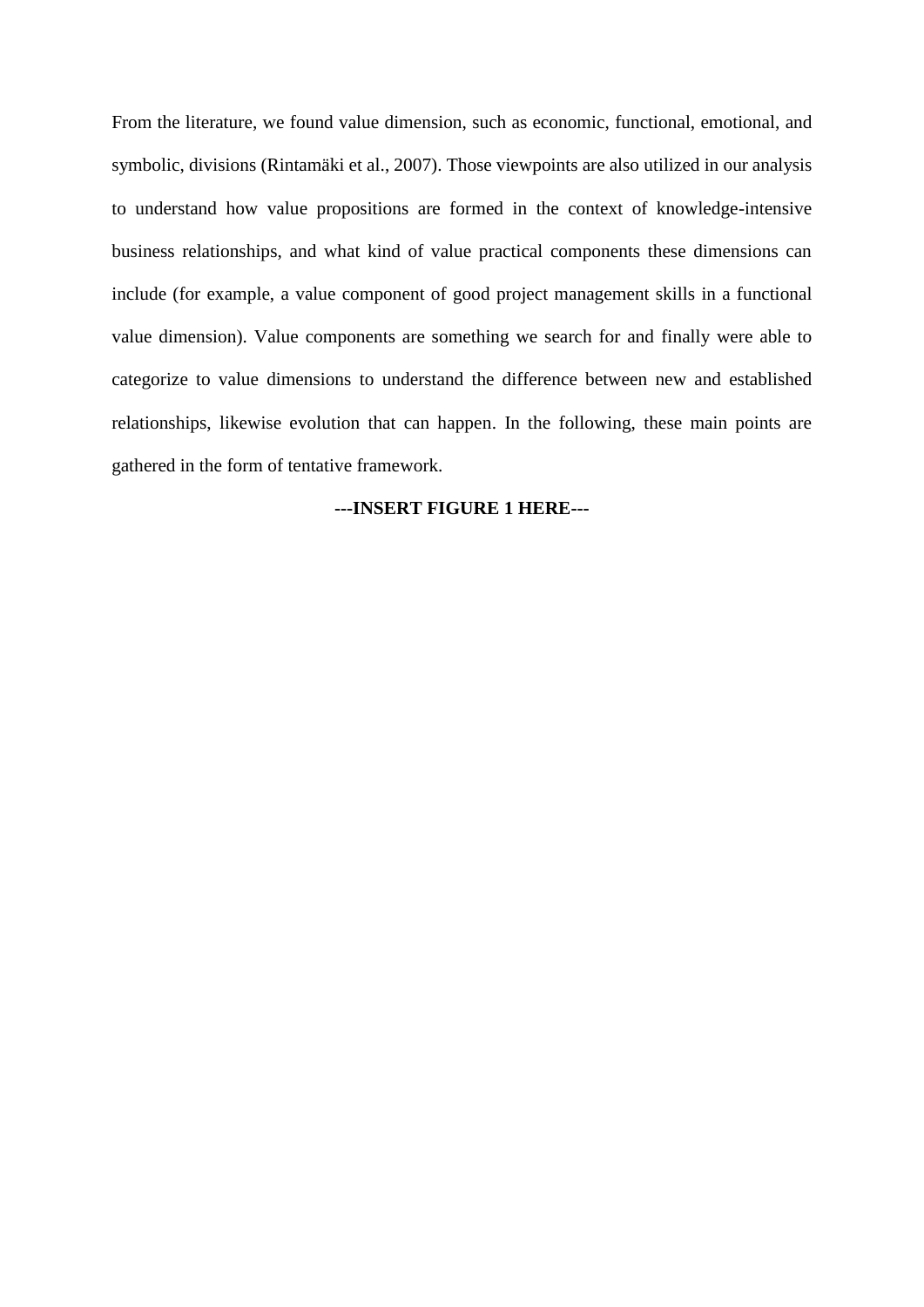From the literature, we found value dimension, such as economic, functional, emotional, and symbolic, divisions (Rintamäki et al., 2007). Those viewpoints are also utilized in our analysis to understand how value propositions are formed in the context of knowledge-intensive business relationships, and what kind of value practical components these dimensions can include (for example, a value component of good project management skills in a functional value dimension). Value components are something we search for and finally were able to categorize to value dimensions to understand the difference between new and established relationships, likewise evolution that can happen. In the following, these main points are gathered in the form of tentative framework.

**---INSERT FIGURE 1 HERE---**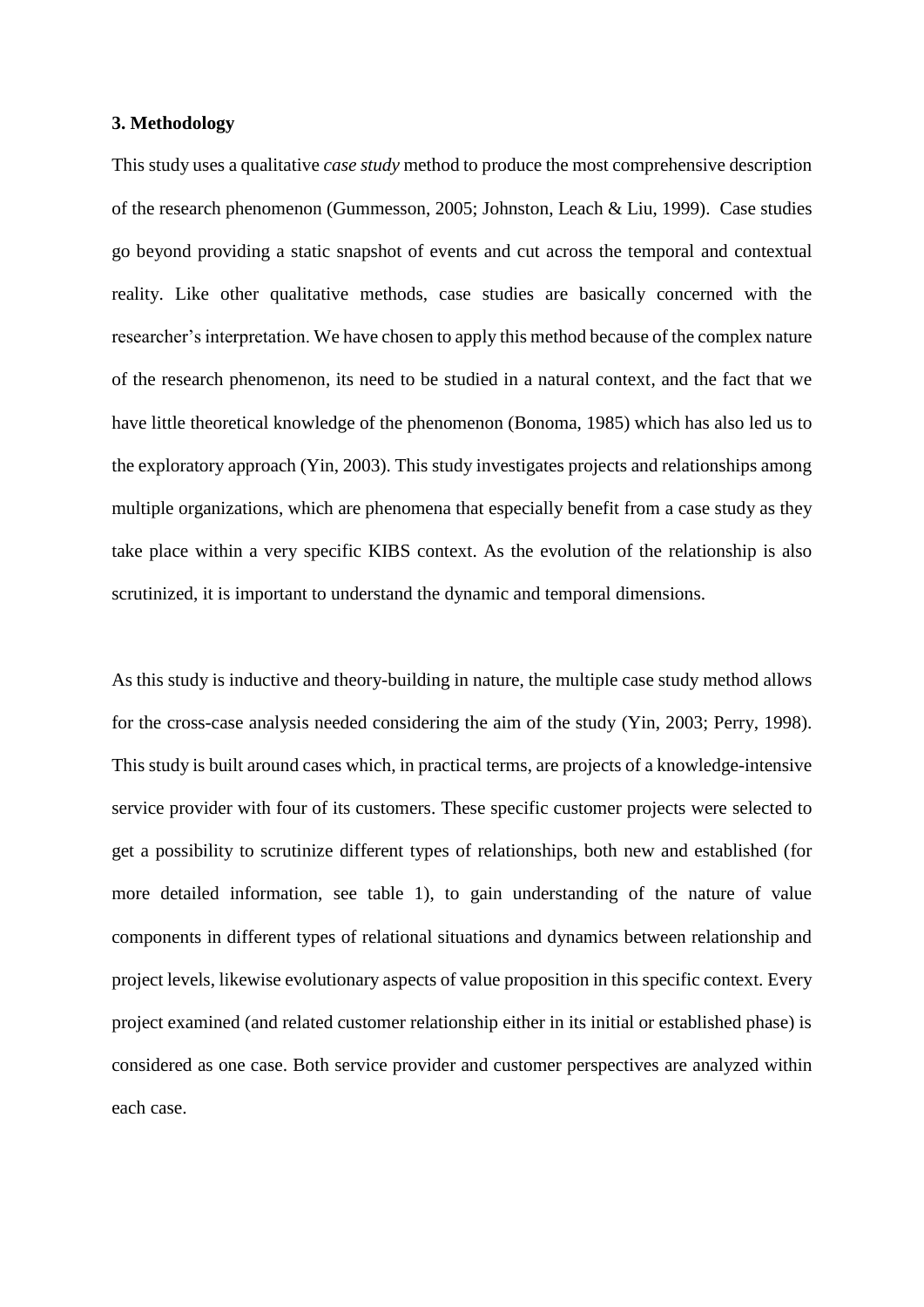## 3. Methodology

This study uses a qualitative *case study* method to produce the most comprehensive description of the research phenomenon (Gummesson, 2005; Johnston, Leach & Liu, 1999). Case studies go beyond providing a static snapshot of events and cut across the temporal and contextual reality. Like other qualitative methods, case studies are basically concerned with the researcher's interpretation. We have chosen to apply this method because of the complex nature of the research phenomenon, its need to be studied in a natural context, and the fact that we have little theoretical knowledge of the phenomenon (Bonoma, 1985) which has also led us to the exploratory approach (Yin, 2003). This study investigates projects and relationships among multiple organizations, which are phenomena that especially benefit from a case study as they take place within a very specific KIBS context. As the evolution of the relationship is also scrutinized, it is important to understand the dynamic and temporal dimensions.

As this study is inductive and theory-building in nature, the multiple case study method allows for the cross-case analysis needed considering the aim of the study (Yin, 2003; Perry, 1998). This study is built around cases which, in practical terms, are projects of a knowledge-intensive service provider with four of its customers. These specific customer projects were selected to get a possibility to scrutinize different types of relationships, both new and established (for more detailed information, see table 1), to gain understanding of the nature of value components in different types of relational situations and dynamics between relationship and project levels, likewise evolutionary aspects of value proposition in this specific context. Every project examined (and related customer relationship either in its initial or established phase) is considered as one case. Both service provider and customer perspectives are analyzed within each case.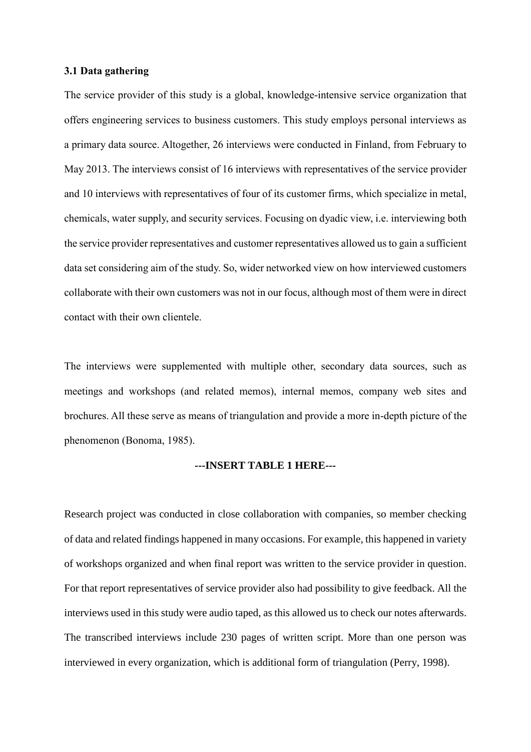### 3.1 Data gathering

The service provider of this study is a global, knowledge-intensive service organization that offers engineering services to business customers. This study employs personal interviews as a primary data source. Altogether, 26 interviews were conducted in Finland, from February to May 2013. The interviews consist of 16 interviews with representatives of the service provider and 10 interviews with representatives of four of its customer firms, which specialize in metal, chemicals, water supply, and security services. Focusing on dyadic view, i.e. interviewing both the service provider representatives and customer representatives allowed us to gain a sufficient data set considering aim of the study. So, wider networked view on how interviewed customers collaborate with their own customers was not in our focus, although most of them were in direct contact with their own clientele.

The interviews were supplemented with multiple other, secondary data sources, such as meetings and workshops (and related memos), internal memos, company web sites and brochures. All these serve as means of triangulation and provide a more in-depth picture of the phenomenon (Bonoma, 1985).

**---INSERT TABLE 1 HERE---**

Research project was conducted in close collaboration with companies, so member checking of data and related findings happened in many occasions. For example, this happened in variety of workshops organized and when final report was written to the service provider in question. For that report representatives of service provider also had possibility to give feedback. All the interviews used in this study were audio taped, as this allowed us to check our notes afterwards. The transcribed interviews include 230 pages of written script. More than one person was interviewed in every organization, which is additional form of triangulation (Perry, 1998).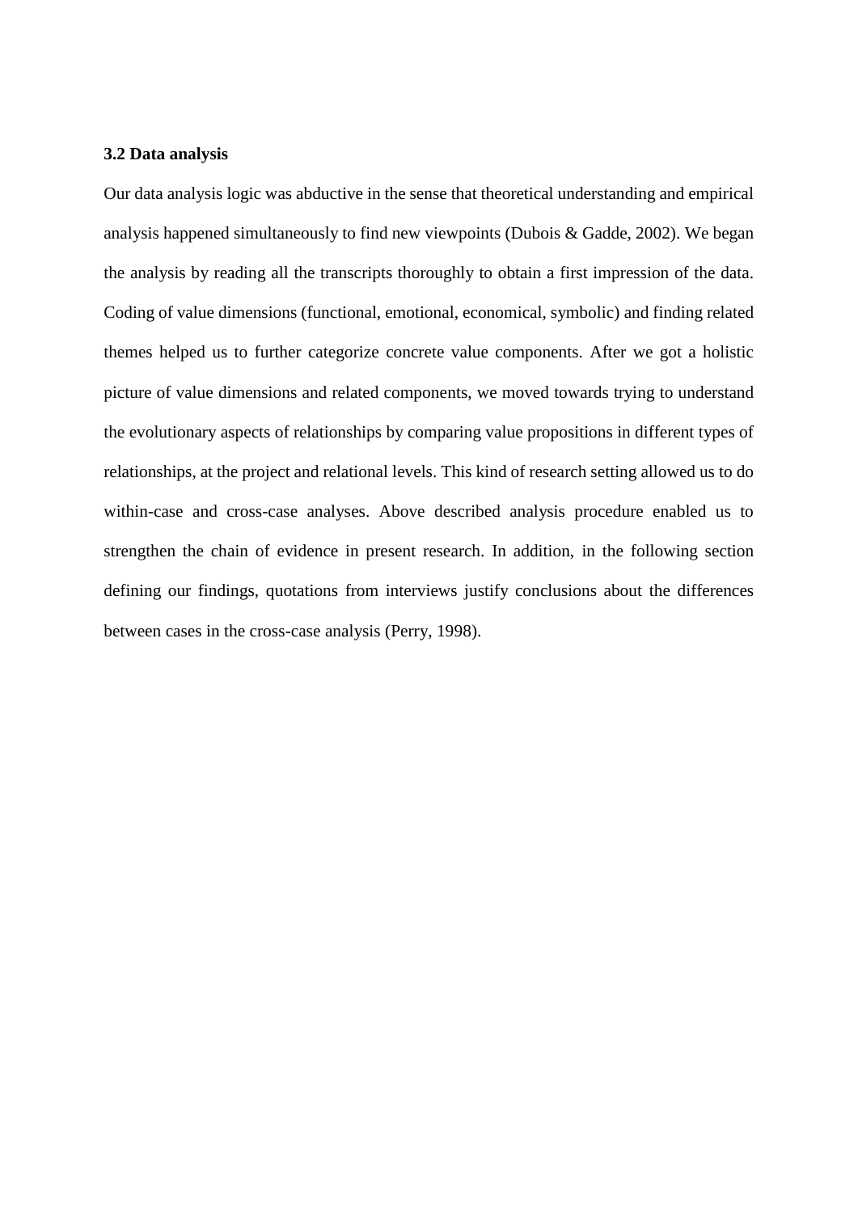### 3.2 Data analysis

Our data analysis logic was abductive in the sense that theoretical understanding and empirical analysis happened simultaneously to find new viewpoints (Dubois & Gadde, 2002). We began the analysis by reading all the transcripts thoroughly to obtain a first impression of the data. Coding of value dimensions (functional, emotional, economical, symbolic) and finding related themes helped us to further categorize concrete value components. After we got a holistic picture of value dimensions and related components, we moved towards trying to understand the evolutionary aspects of relationships by comparing value propositions in different types of relationships, at the project and relational levels. This kind of research setting allowed us to do within-case and cross-case analyses. Above described analysis procedure enabled us to strengthen the chain of evidence in present research. In addition, in the following section defining our findings, quotations from interviews justify conclusions about the differences between cases in the cross-case analysis (Perry, 1998).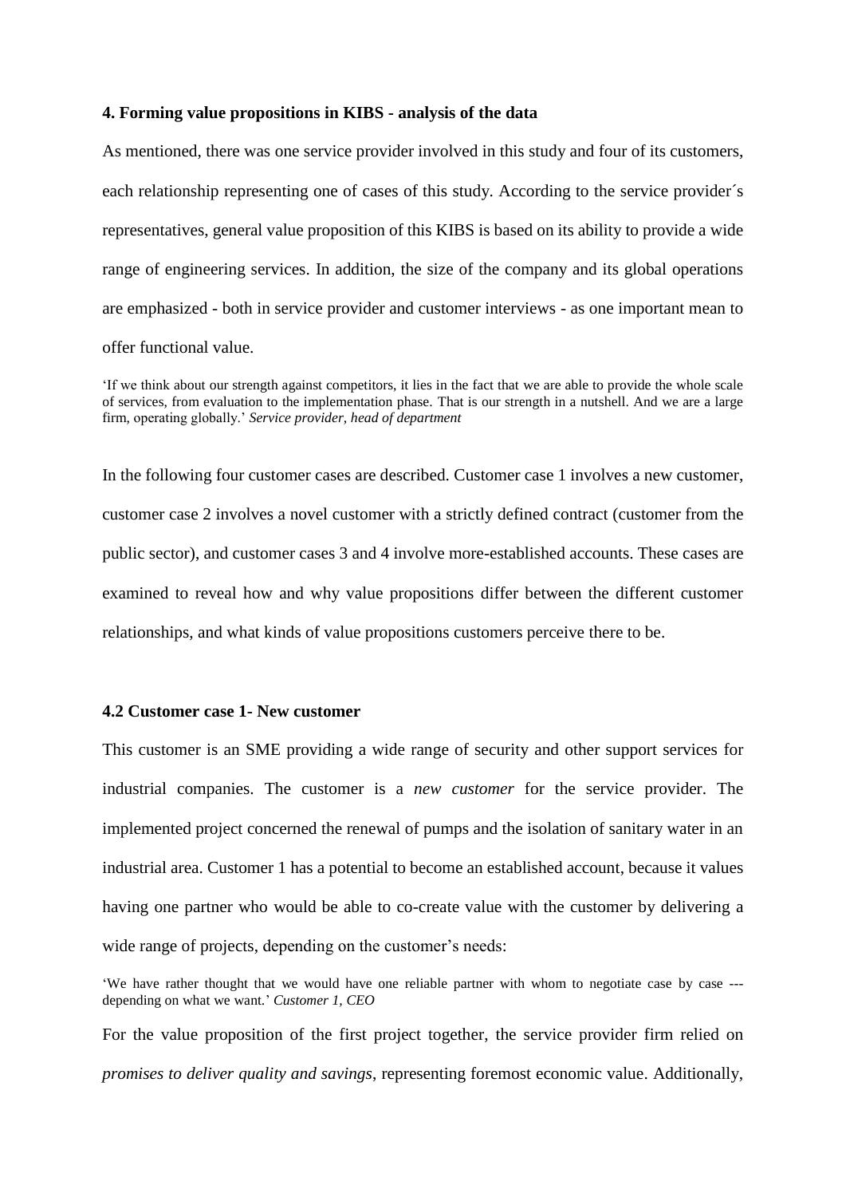### 4. Forming value propositions in KIBS - analysis of the data

As mentioned, there was one service provider involved in this study and four of its customers, each relationship representing one of cases of this study. According to the service provider´s representatives, general value proposition of this KIBS is based on its ability to provide a wide range of engineering services. In addition, the size of the company and its global operations are emphasized - both in service provider and customer interviews - as one important mean to offer functional value.

'If we think about our strength against competitors, it lies in the fact that we are able to provide the whole scale of services, from evaluation to the implementation phase. That is our strength in a nutshell. And we are a large firm, operating globally.' *Service provider, head of department*

In the following four customer cases are described. Customer case 1 involves a new customer, customer case 2 involves a novel customer with a strictly defined contract (customer from the public sector), and customer cases 3 and 4 involve more-established accounts. These cases are examined to reveal how and why value propositions differ between the different customer relationships, and what kinds of value propositions customers perceive there to be.

### 4.2 Customer case 1- New customer

This customer is an SME providing a wide range of security and other support services for industrial companies. The customer is a *new customer* for the service provider. The implemented project concerned the renewal of pumps and the isolation of sanitary water in an industrial area. Customer 1 has a potential to become an established account, because it values having one partner who would be able to co-create value with the customer by delivering a wide range of projects, depending on the customer's needs:

'We have rather thought that we would have one reliable partner with whom to negotiate case by case --- depending on what we want.' *Customer 1, CEO*

For the value proposition of the first project together, the service provider firm relied on *promises to deliver quality and savings*, representing foremost economic value. Additionally,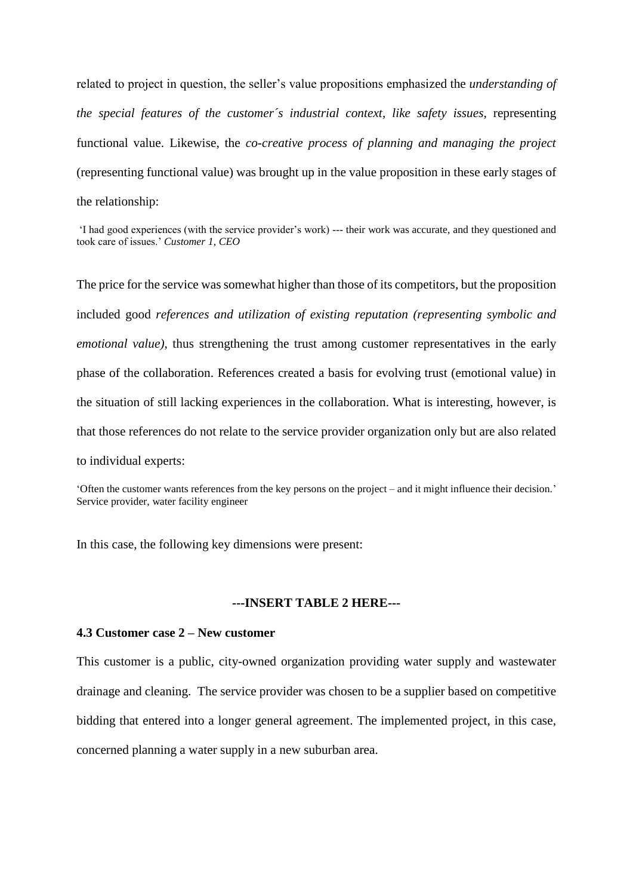related to project in question, the seller's value propositions emphasized the *understanding of the special features of the customer´s industrial context, like safety issues*, representing functional value. Likewise, the *co-creative process of planning and managing the project* (representing functional value) was brought up in the value proposition in these early stages of the relationship:

'I had good experiences (with the service provider's work) --- their work was accurate, and they questioned and took care of issues.' *Customer 1, CEO*

The price for the service was somewhat higher than those of its competitors, but the proposition included good *references and utilization of existing reputation (representing symbolic and emotional value)*, thus strengthening the trust among customer representatives in the early phase of the collaboration. References created a basis for evolving trust (emotional value) in the situation of still lacking experiences in the collaboration. What is interesting, however, is that those references do not relate to the service provider organization only but are also related to individual experts:

'Often the customer wants references from the key persons on the project – and it might influence their decision.' Service provider, water facility engineer

In this case, the following key dimensions were present:

**---INSERT TABLE 2 HERE---**

### 4.3 Customer case 2 – New customer

This customer is a public, city-owned organization providing water supply and wastewater drainage and cleaning. The service provider was chosen to be a supplier based on competitive bidding that entered into a longer general agreement. The implemented project, in this case, concerned planning a water supply in a new suburban area.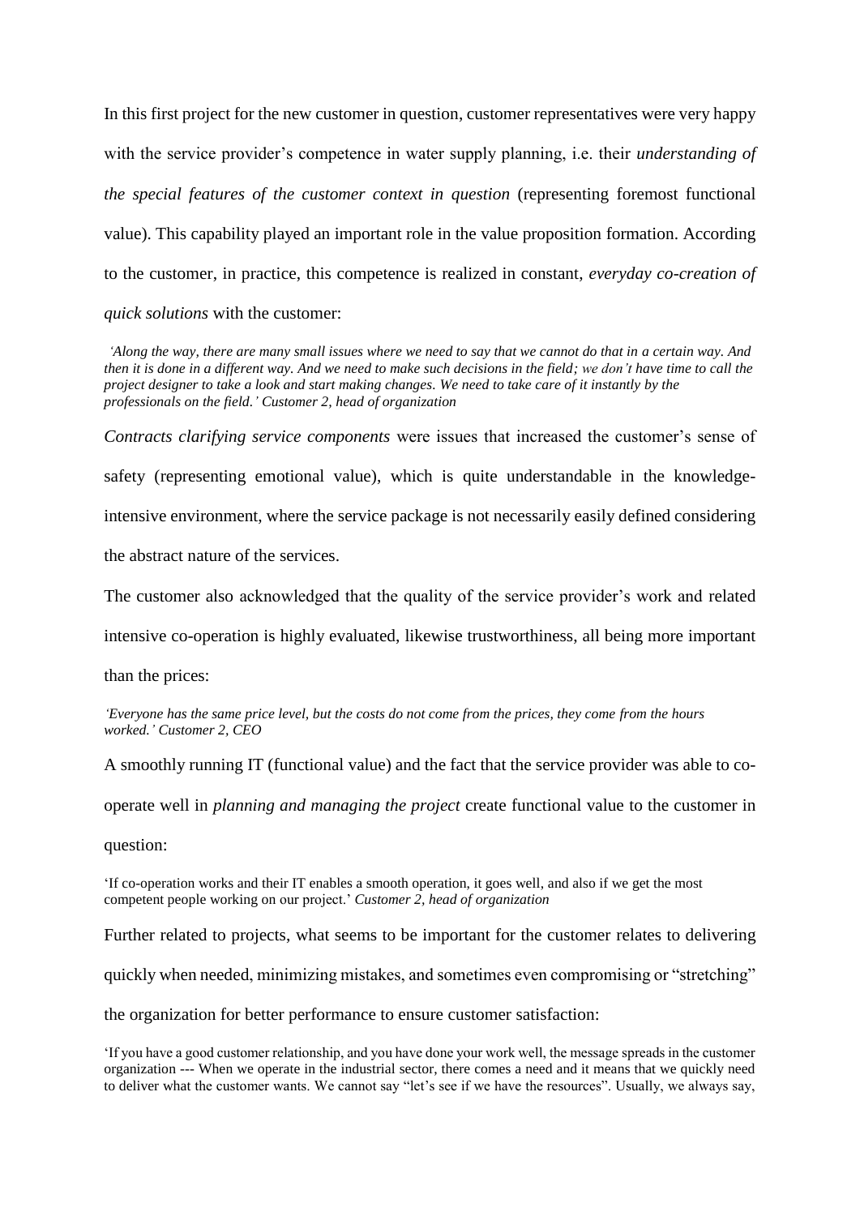In this first project for the new customer in question, customer representatives were very happy with the service provider's competence in water supply planning, i.e. their *understanding of the special features of the customer context in question* (representing foremost functional value). This capability played an important role in the value proposition formation. According to the customer, in practice, this competence is realized in constant, *everyday co-creation of quick solutions* with the customer:

> *'Along the way, there are many small issues where we need to say that we cannot do that in a certain way. And then it is done in a different way. And we need to make such decisions in the field; we don't have time to call the project designer to take a look and start making changes. We need to take care of it instantly by the professionals on the field.' Customer 2, head of organization*

*Contracts clarifying service components* were issues that increased the customer's sense of safety (representing emotional value), which is quite understandable in the knowledge-intensive environment, where the service package is not necessarily easily defined considering the abstract nature of the services.

The customer also acknowledged that the quality of the service provider's work and related intensive co-operation is highly evaluated, likewise trustworthiness, all being more important than the prices:

> *'Everyone has the same price level, but the costs do not come from the prices, they come from the hours worked.' Customer 2, CEO*

A smoothly running IT (functional value) and the fact that the service provider was able to co-operate well in *planning and managing the project* create functional value to the customer in question:

> 'If co-operation works and their IT enables a smooth operation, it goes well, and also if we get the most competent people working on our project.' *Customer 2, head of organization*

Further related to projects, what seems to be important for the customer relates to delivering quickly when needed, minimizing mistakes, and sometimes even compromising or "stretching" the organization for better performance to ensure customer satisfaction:

> 'If you have a good customer relationship, and you have done your work well, the message spreads in the customer organization --- When we operate in the industrial sector, there comes a need and it means that we quickly need to deliver what the customer wants. We cannot say "let's see if we have the resources". Usually, we always say,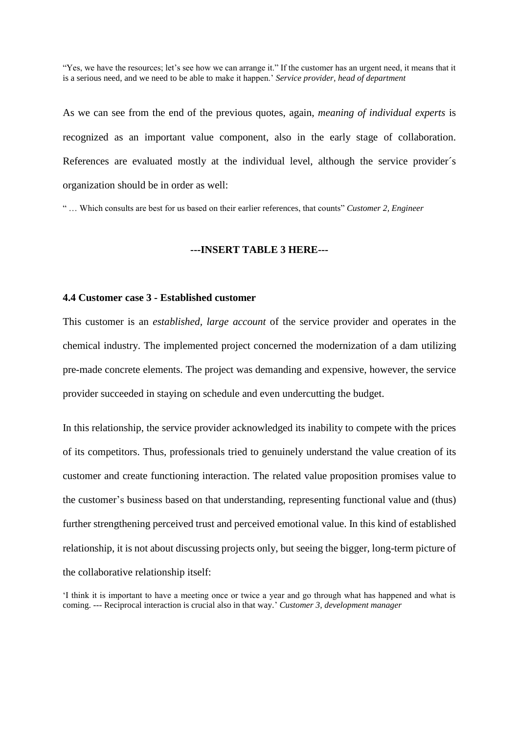"Yes, we have the resources; let's see how we can arrange it." If the customer has an urgent need, it means that it is a serious need, and we need to be able to make it happen.' *Service provider, head of department*

As we can see from the end of the previous quotes, again, *meaning of individual experts* is recognized as an important value component, also in the early stage of collaboration. References are evaluated mostly at the individual level, although the service provider´s organization should be in order as well:

" … Which consults are best for us based on their earlier references, that counts" *Customer 2, Engineer*

**---INSERT TABLE 3 HERE---**

### 4.4 Customer case 3 - Established customer

This customer is an *established, large account* of the service provider and operates in the chemical industry. The implemented project concerned the modernization of a dam utilizing pre-made concrete elements. The project was demanding and expensive, however, the service provider succeeded in staying on schedule and even undercutting the budget.

In this relationship, the service provider acknowledged its inability to compete with the prices of its competitors. Thus, professionals tried to genuinely understand the value creation of its customer and create functioning interaction. The related value proposition promises value to the customer's business based on that understanding, representing functional value and (thus) further strengthening perceived trust and perceived emotional value. In this kind of established relationship, it is not about discussing projects only, but seeing the bigger, long-term picture of the collaborative relationship itself:

'I think it is important to have a meeting once or twice a year and go through what has happened and what is coming. --- Reciprocal interaction is crucial also in that way.' *Customer 3, development manager*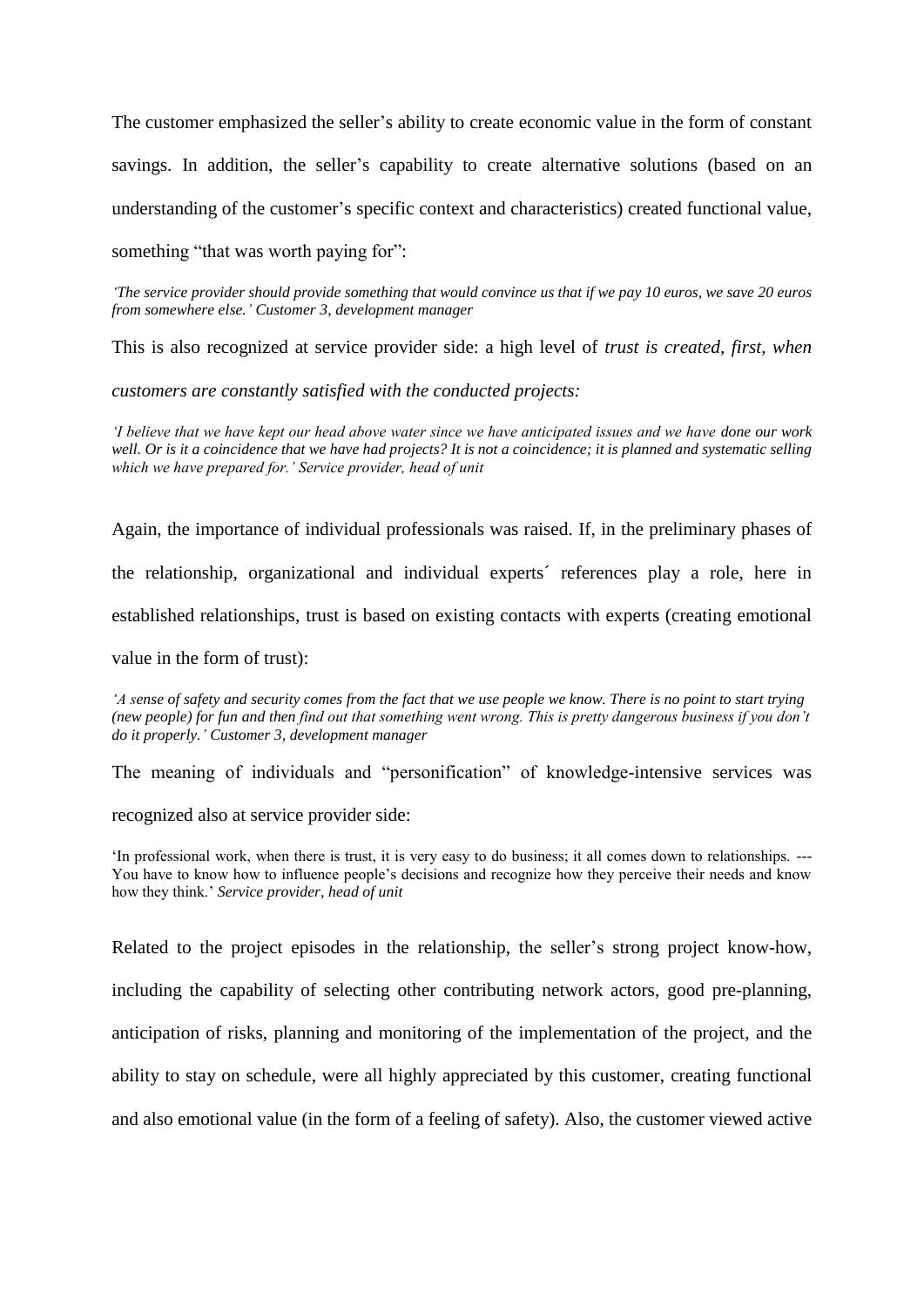The customer emphasized the seller's ability to create economic value in the form of constant savings. In addition, the seller's capability to create alternative solutions (based on an understanding of the customer's specific context and characteristics) created functional value, something "that was worth paying for":

*'The service provider should provide something that would convince us that if we pay 10 euros, we save 20 euros from somewhere else.' Customer 3, development manager*

This is also recognized at service provider side: a high level of *trust is created, first, when customers are constantly satisfied with the conducted projects:*

*'I believe that we have kept our head above water since we have anticipated issues and we have done our work well. Or is it a coincidence that we have had projects? It is not a coincidence; it is planned and systematic selling which we have prepared for.' Service provider, head of unit*

Again, the importance of individual professionals was raised. If, in the preliminary phases of the relationship, organizational and individual experts´ references play a role, here in established relationships, trust is based on existing contacts with experts (creating emotional value in the form of trust):

*'A sense of safety and security comes from the fact that we use people we know. There is no point to start trying (new people) for fun and then find out that something went wrong. This is pretty dangerous business if you don't do it properly.' Customer 3, development manager*

The meaning of individuals and "personification" of knowledge-intensive services was recognized also at service provider side:

'In professional work, when there is trust, it is very easy to do business; it all comes down to relationships. --- You have to know how to influence people's decisions and recognize how they perceive their needs and know how they think.' *Service provider, head of unit*

Related to the project episodes in the relationship, the seller's strong project know-how, including the capability of selecting other contributing network actors, good pre-planning, anticipation of risks, planning and monitoring of the implementation of the project, and the ability to stay on schedule, were all highly appreciated by this customer, creating functional and also emotional value (in the form of a feeling of safety). Also, the customer viewed active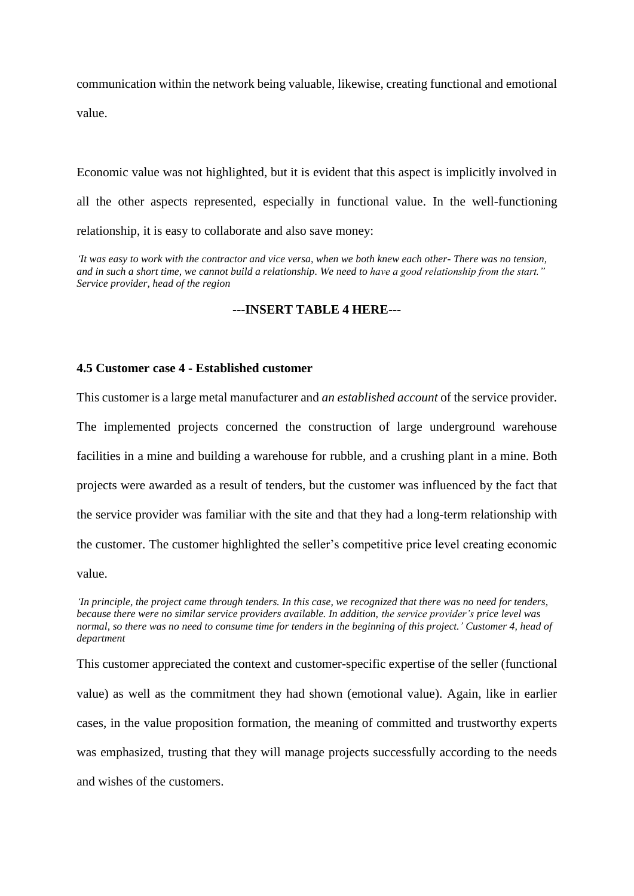communication within the network being valuable, likewise, creating functional and emotional value.

Economic value was not highlighted, but it is evident that this aspect is implicitly involved in all the other aspects represented, especially in functional value. In the well-functioning relationship, it is easy to collaborate and also save money:

*'It was easy to work with the contractor and vice versa, when we both knew each other- There was no tension, and in such a short time, we cannot build a relationship. We need to have a good relationship from the start." Service provider, head of the region*

**---INSERT TABLE 4 HERE---**

### 4.5 Customer case 4 - Established customer

This customer is a large metal manufacturer and *an established account* of the service provider. The implemented projects concerned the construction of large underground warehouse facilities in a mine and building a warehouse for rubble, and a crushing plant in a mine. Both projects were awarded as a result of tenders, but the customer was influenced by the fact that the service provider was familiar with the site and that they had a long-term relationship with the customer. The customer highlighted the seller's competitive price level creating economic value.

*'In principle, the project came through tenders. In this case, we recognized that there was no need for tenders, because there were no similar service providers available. In addition, the service provider's price level was normal, so there was no need to consume time for tenders in the beginning of this project.' Customer 4, head of department*

This customer appreciated the context and customer-specific expertise of the seller (functional value) as well as the commitment they had shown (emotional value). Again, like in earlier cases, in the value proposition formation, the meaning of committed and trustworthy experts was emphasized, trusting that they will manage projects successfully according to the needs and wishes of the customers.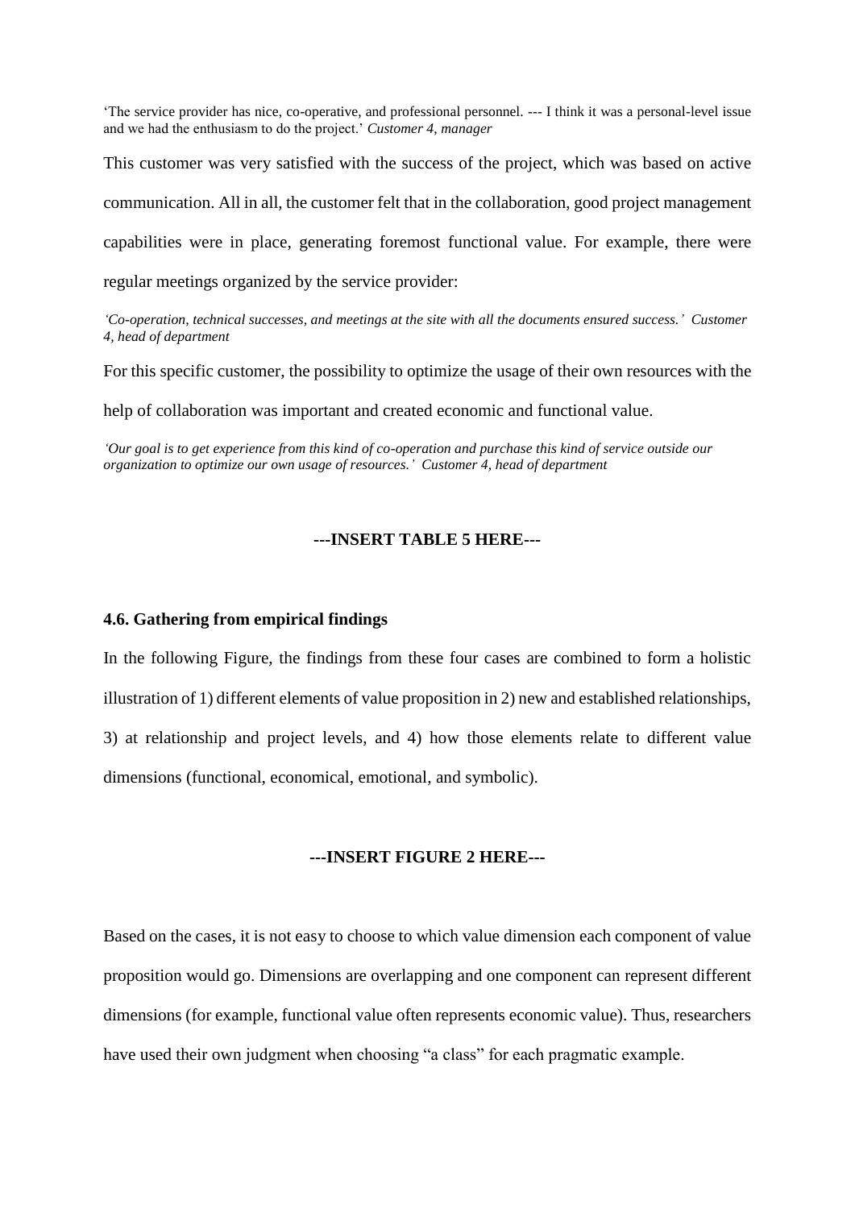'The service provider has nice, co-operative, and professional personnel. --- I think it was a personal-level issue and we had the enthusiasm to do the project.' *Customer 4, manager*

This customer was very satisfied with the success of the project, which was based on active communication. All in all, the customer felt that in the collaboration, good project management capabilities were in place, generating foremost functional value. For example, there were regular meetings organized by the service provider:

*'Co-operation, technical successes, and meetings at the site with all the documents ensured success.' Customer 4, head of department*

For this specific customer, the possibility to optimize the usage of their own resources with the help of collaboration was important and created economic and functional value.

*'Our goal is to get experience from this kind of co-operation and purchase this kind of service outside our organization to optimize our own usage of resources.' Customer 4, head of department*

**---INSERT TABLE 5 HERE---**

### 4.6. Gathering from empirical findings

In the following Figure, the findings from these four cases are combined to form a holistic illustration of 1) different elements of value proposition in 2) new and established relationships, 3) at relationship and project levels, and 4) how those elements relate to different value dimensions (functional, economical, emotional, and symbolic).

**---INSERT FIGURE 2 HERE---**

Based on the cases, it is not easy to choose to which value dimension each component of value proposition would go. Dimensions are overlapping and one component can represent different dimensions (for example, functional value often represents economic value). Thus, researchers have used their own judgment when choosing "a class" for each pragmatic example.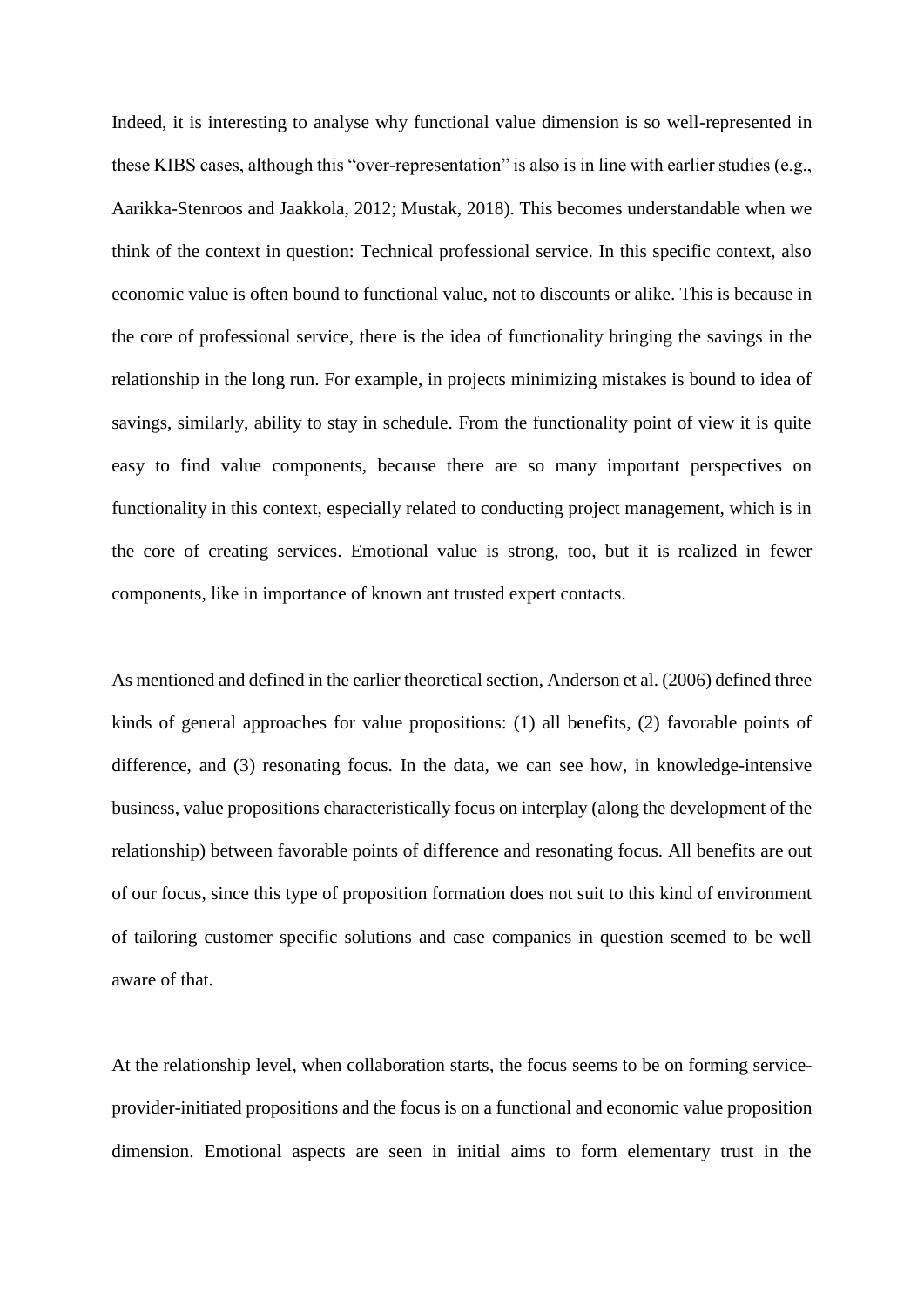Indeed, it is interesting to analyse why functional value dimension is so well-represented in these KIBS cases, although this "over-representation" is also is in line with earlier studies (e.g., Aarikka-Stenroos and Jaakkola, 2012; Mustak, 2018). This becomes understandable when we think of the context in question: Technical professional service. In this specific context, also economic value is often bound to functional value, not to discounts or alike. This is because in the core of professional service, there is the idea of functionality bringing the savings in the relationship in the long run. For example, in projects minimizing mistakes is bound to idea of savings, similarly, ability to stay in schedule. From the functionality point of view it is quite easy to find value components, because there are so many important perspectives on functionality in this context, especially related to conducting project management, which is in the core of creating services. Emotional value is strong, too, but it is realized in fewer components, like in importance of known ant trusted expert contacts.

As mentioned and defined in the earlier theoretical section, Anderson et al. (2006) defined three kinds of general approaches for value propositions: (1) all benefits, (2) favorable points of difference, and (3) resonating focus. In the data, we can see how, in knowledge-intensive business, value propositions characteristically focus on interplay (along the development of the relationship) between favorable points of difference and resonating focus. All benefits are out of our focus, since this type of proposition formation does not suit to this kind of environment of tailoring customer specific solutions and case companies in question seemed to be well aware of that.

At the relationship level, when collaboration starts, the focus seems to be on forming service-provider-initiated propositions and the focus is on a functional and economic value proposition dimension. Emotional aspects are seen in initial aims to form elementary trust in the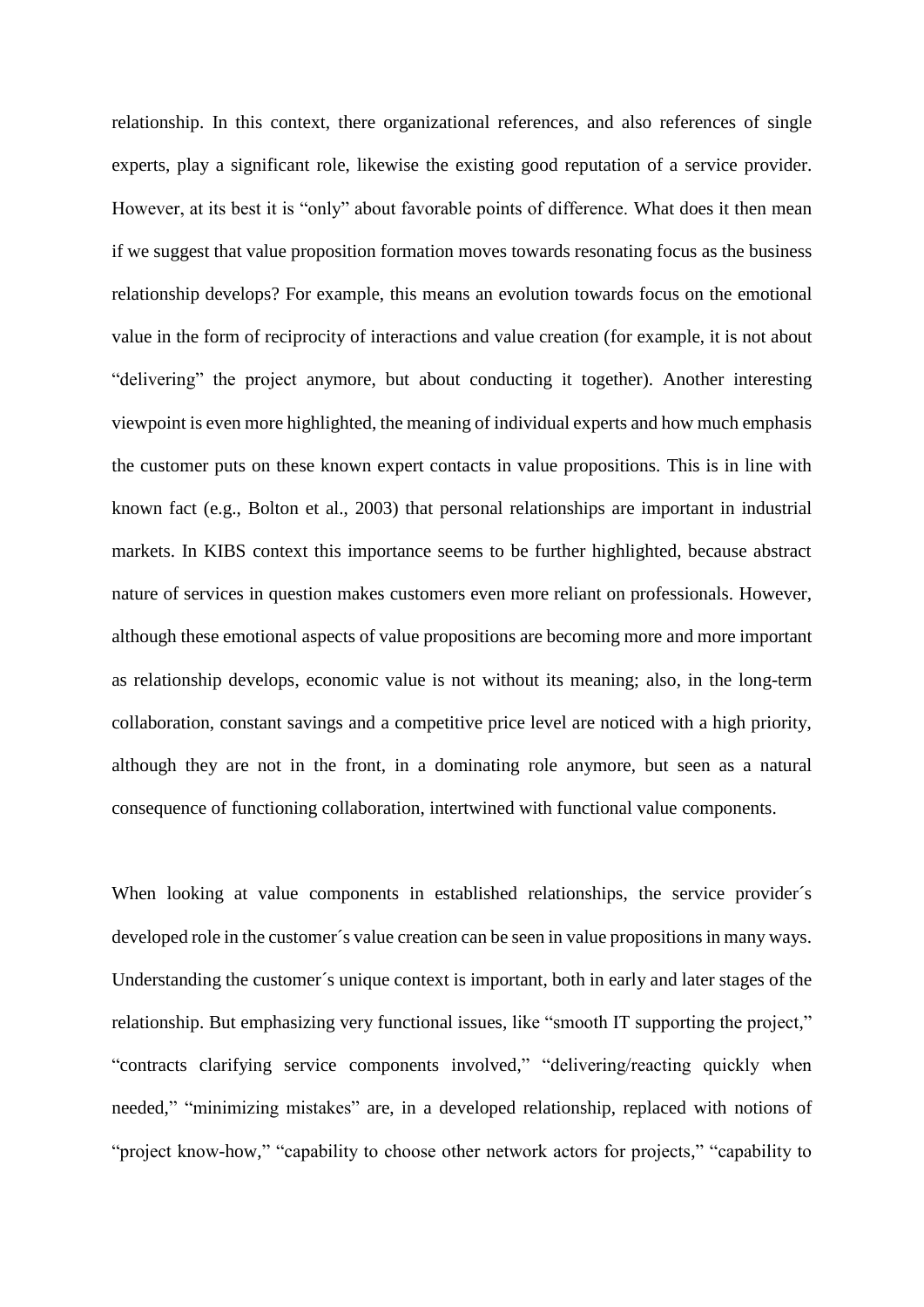relationship. In this context, there organizational references, and also references of single experts, play a significant role, likewise the existing good reputation of a service provider. However, at its best it is "only" about favorable points of difference. What does it then mean if we suggest that value proposition formation moves towards resonating focus as the business relationship develops? For example, this means an evolution towards focus on the emotional value in the form of reciprocity of interactions and value creation (for example, it is not about "delivering" the project anymore, but about conducting it together). Another interesting viewpoint is even more highlighted, the meaning of individual experts and how much emphasis the customer puts on these known expert contacts in value propositions. This is in line with known fact (e.g., Bolton et al., 2003) that personal relationships are important in industrial markets. In KIBS context this importance seems to be further highlighted, because abstract nature of services in question makes customers even more reliant on professionals. However, although these emotional aspects of value propositions are becoming more and more important as relationship develops, economic value is not without its meaning; also, in the long-term collaboration, constant savings and a competitive price level are noticed with a high priority, although they are not in the front, in a dominating role anymore, but seen as a natural consequence of functioning collaboration, intertwined with functional value components.

When looking at value components in established relationships, the service provider´s developed role in the customer´s value creation can be seen in value propositions in many ways. Understanding the customer´s unique context is important, both in early and later stages of the relationship. But emphasizing very functional issues, like "smooth IT supporting the project," "contracts clarifying service components involved," "delivering/reacting quickly when needed," "minimizing mistakes" are, in a developed relationship, replaced with notions of "project know-how," "capability to choose other network actors for projects," "capability to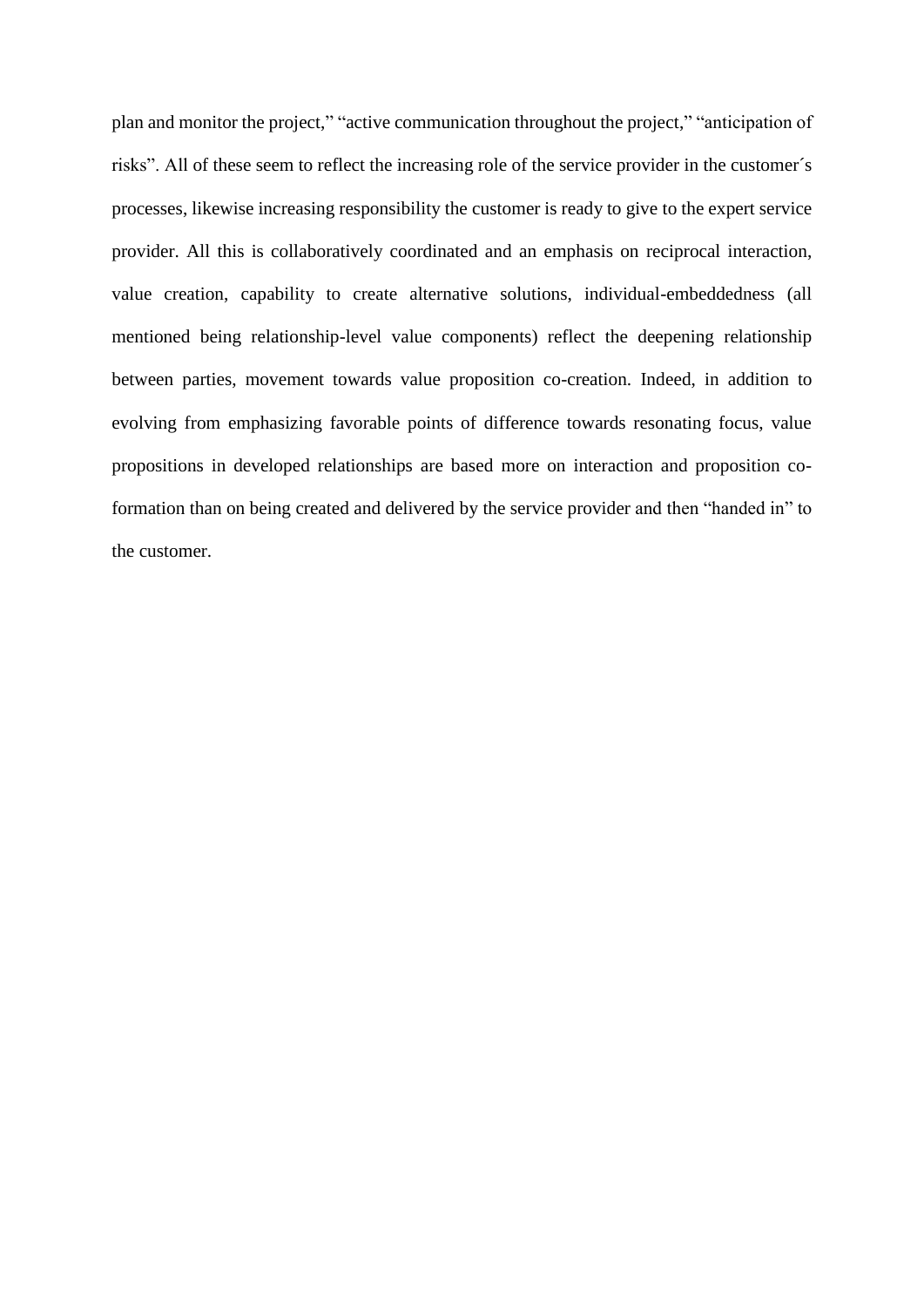plan and monitor the project," "active communication throughout the project," "anticipation of risks". All of these seem to reflect the increasing role of the service provider in the customer´s processes, likewise increasing responsibility the customer is ready to give to the expert service provider. All this is collaboratively coordinated and an emphasis on reciprocal interaction, value creation, capability to create alternative solutions, individual-embeddedness (all mentioned being relationship-level value components) reflect the deepening relationship between parties, movement towards value proposition co-creation. Indeed, in addition to evolving from emphasizing favorable points of difference towards resonating focus, value propositions in developed relationships are based more on interaction and proposition co-formation than on being created and delivered by the service provider and then "handed in" to the customer.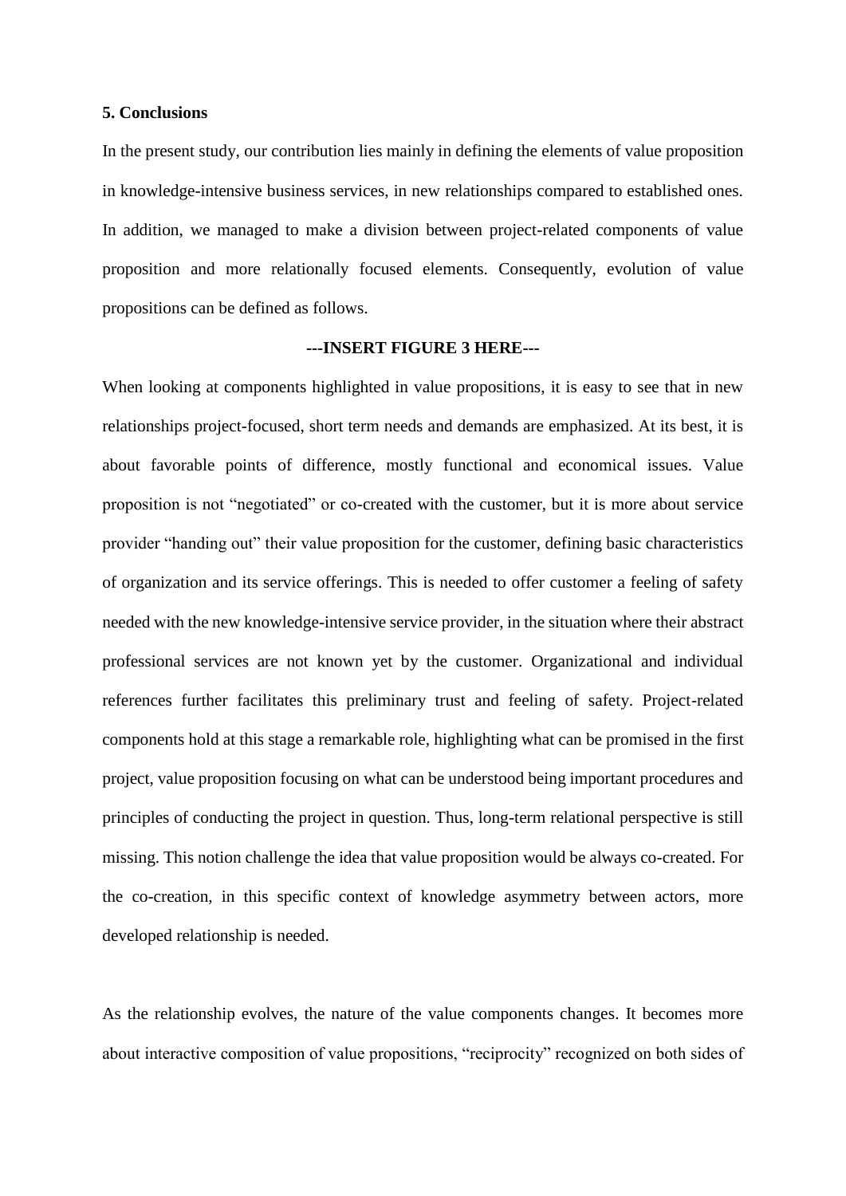## 5. Conclusions

In the present study, our contribution lies mainly in defining the elements of value proposition in knowledge-intensive business services, in new relationships compared to established ones. In addition, we managed to make a division between project-related components of value proposition and more relationally focused elements. Consequently, evolution of value propositions can be defined as follows.

**---INSERT FIGURE 3 HERE---**

When looking at components highlighted in value propositions, it is easy to see that in new relationships project-focused, short term needs and demands are emphasized. At its best, it is about favorable points of difference, mostly functional and economical issues. Value proposition is not "negotiated" or co-created with the customer, but it is more about service provider "handing out" their value proposition for the customer, defining basic characteristics of organization and its service offerings. This is needed to offer customer a feeling of safety needed with the new knowledge-intensive service provider, in the situation where their abstract professional services are not known yet by the customer. Organizational and individual references further facilitates this preliminary trust and feeling of safety. Project-related components hold at this stage a remarkable role, highlighting what can be promised in the first project, value proposition focusing on what can be understood being important procedures and principles of conducting the project in question. Thus, long-term relational perspective is still missing. This notion challenge the idea that value proposition would be always co-created. For the co-creation, in this specific context of knowledge asymmetry between actors, more developed relationship is needed.

As the relationship evolves, the nature of the value components changes. It becomes more about interactive composition of value propositions, "reciprocity" recognized on both sides of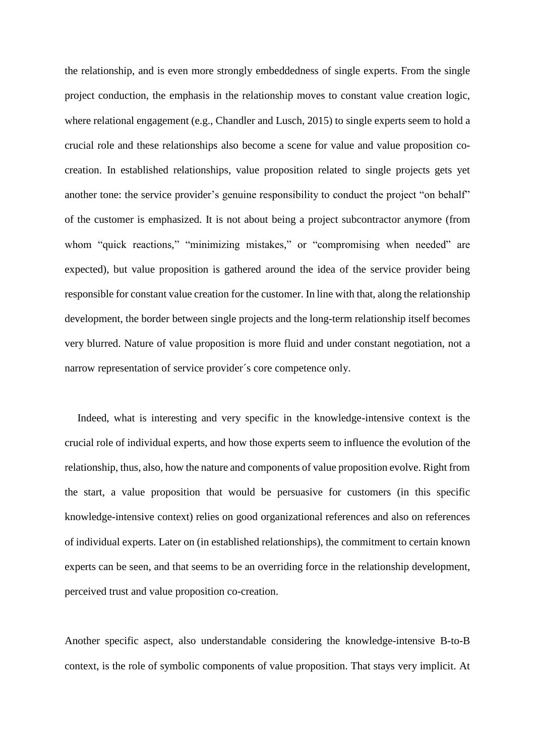the relationship, and is even more strongly embeddedness of single experts. From the single project conduction, the emphasis in the relationship moves to constant value creation logic, where relational engagement (e.g., Chandler and Lusch, 2015) to single experts seem to hold a crucial role and these relationships also become a scene for value and value proposition co-creation. In established relationships, value proposition related to single projects gets yet another tone: the service provider's genuine responsibility to conduct the project "on behalf" of the customer is emphasized. It is not about being a project subcontractor anymore (from whom "quick reactions," "minimizing mistakes," or "compromising when needed" are expected), but value proposition is gathered around the idea of the service provider being responsible for constant value creation for the customer. In line with that, along the relationship development, the border between single projects and the long-term relationship itself becomes very blurred. Nature of value proposition is more fluid and under constant negotiation, not a narrow representation of service provider´s core competence only.

Indeed, what is interesting and very specific in the knowledge-intensive context is the crucial role of individual experts, and how those experts seem to influence the evolution of the relationship, thus, also, how the nature and components of value proposition evolve. Right from the start, a value proposition that would be persuasive for customers (in this specific knowledge-intensive context) relies on good organizational references and also on references of individual experts. Later on (in established relationships), the commitment to certain known experts can be seen, and that seems to be an overriding force in the relationship development, perceived trust and value proposition co-creation.

Another specific aspect, also understandable considering the knowledge-intensive B-to-B context, is the role of symbolic components of value proposition. That stays very implicit. At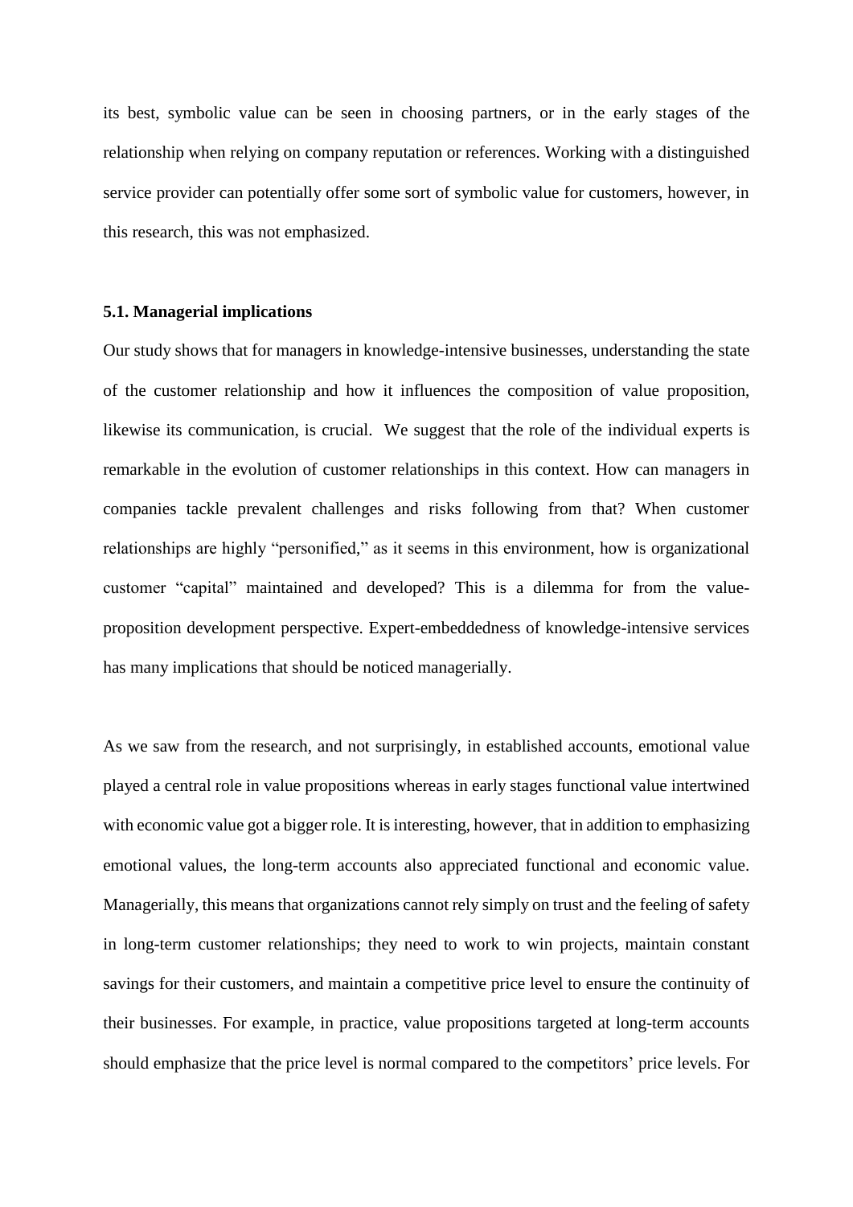its best, symbolic value can be seen in choosing partners, or in the early stages of the relationship when relying on company reputation or references. Working with a distinguished service provider can potentially offer some sort of symbolic value for customers, however, in this research, this was not emphasized.

### 5.1. Managerial implications

Our study shows that for managers in knowledge-intensive businesses, understanding the state of the customer relationship and how it influences the composition of value proposition, likewise its communication, is crucial. We suggest that the role of the individual experts is remarkable in the evolution of customer relationships in this context. How can managers in companies tackle prevalent challenges and risks following from that? When customer relationships are highly "personified," as it seems in this environment, how is organizational customer "capital" maintained and developed? This is a dilemma for from the value-proposition development perspective. Expert-embeddedness of knowledge-intensive services has many implications that should be noticed managerially.

As we saw from the research, and not surprisingly, in established accounts, emotional value played a central role in value propositions whereas in early stages functional value intertwined with economic value got a bigger role. It is interesting, however, that in addition to emphasizing emotional values, the long-term accounts also appreciated functional and economic value. Managerially, this means that organizations cannot rely simply on trust and the feeling of safety in long-term customer relationships; they need to work to win projects, maintain constant savings for their customers, and maintain a competitive price level to ensure the continuity of their businesses. For example, in practice, value propositions targeted at long-term accounts should emphasize that the price level is normal compared to the competitors' price levels. For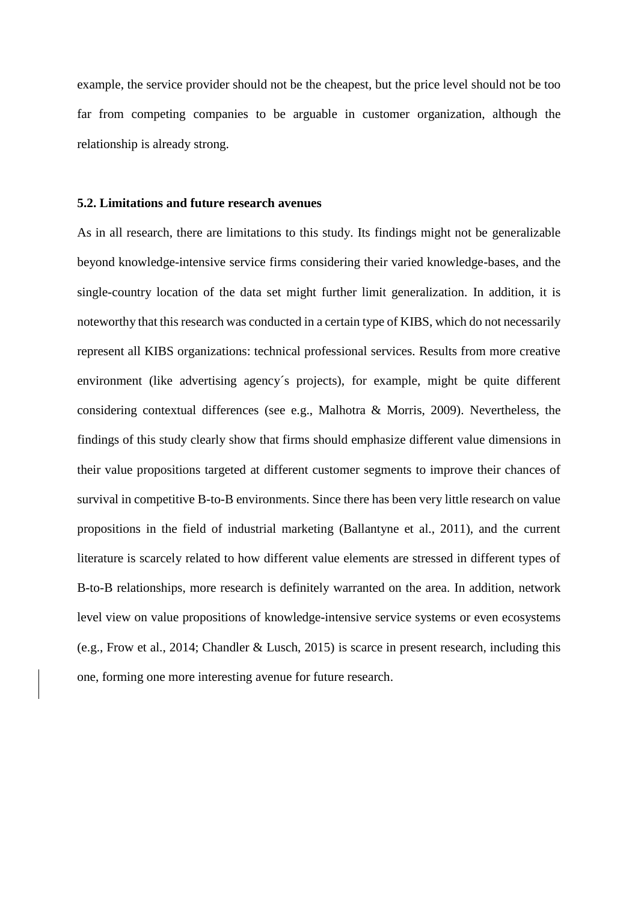example, the service provider should not be the cheapest, but the price level should not be too far from competing companies to be arguable in customer organization, although the relationship is already strong.

### 5.2. Limitations and future research avenues

As in all research, there are limitations to this study. Its findings might not be generalizable beyond knowledge-intensive service firms considering their varied knowledge-bases, and the single-country location of the data set might further limit generalization. In addition, it is noteworthy that this research was conducted in a certain type of KIBS, which do not necessarily represent all KIBS organizations: technical professional services. Results from more creative environment (like advertising agency´s projects), for example, might be quite different considering contextual differences (see e.g., Malhotra & Morris, 2009). Nevertheless, the findings of this study clearly show that firms should emphasize different value dimensions in their value propositions targeted at different customer segments to improve their chances of survival in competitive B-to-B environments. Since there has been very little research on value propositions in the field of industrial marketing (Ballantyne et al., 2011), and the current literature is scarcely related to how different value elements are stressed in different types of B-to-B relationships, more research is definitely warranted on the area. In addition, network level view on value propositions of knowledge-intensive service systems or even ecosystems (e.g., Frow et al., 2014; Chandler & Lusch, 2015) is scarce in present research, including this one, forming one more interesting avenue for future research.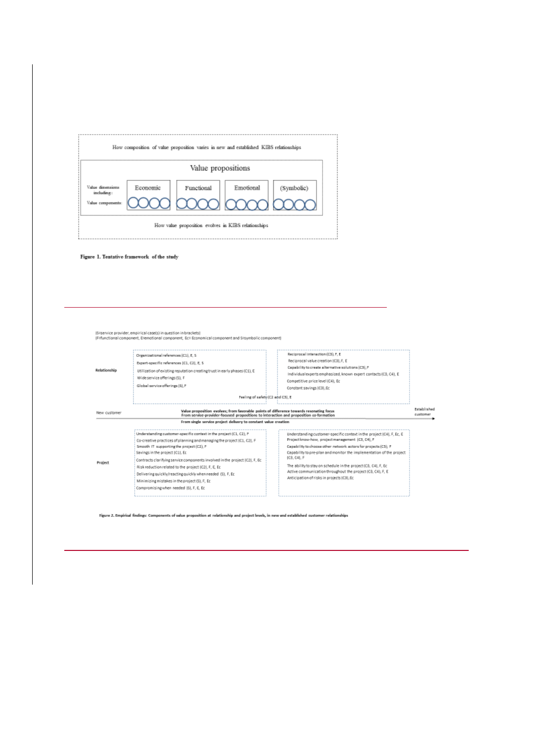How composition of value proposition varies in new and established KIBS relationships

Value propositions

Value dimensions including: Economic | Functional | Emotional | (Symbolic)

Value components:

How value proposition evolves in KIBS relationships

**Figure 1. Tentative framework of the study**

---

(S=service provider, empirical case(s) in question in brackets)
(F=functional component, E=emotional component, Ec= Economical component and S=symbolic component)

**Relationship**

New customer:

- Organizational references (C1), E, S
- Expert-specific references (C1, C2), E, S
- Utilization of existing reputation creating trust in early phases (C1), E
- Wide service offerings (S), F
- Global service offerings (S), F

Established customer:

- Reciprocal interaction (C3), F, E
- Reciprocal value creation (C3), F, E
- Capability to create alternative solutions (C3), F
- Individual experts emphasized, known expert contacts (C3, C4), E
- Competitive price level (C4), Ec
- Constant savings (C3), Ec

Feeling of safety (C2 and C3), E

New customer → Established customer

**Value proposition evolves; from favorable points of difference towards resonating focus**
**From service-provider-focused propositions to interaction and proposition co-formation**
**From single service project delivery to constant value creation**

**Project**

New customer:

- Understanding customer-specific context in the project (C1, C2), F
- Co-creative practices of planning and managing the project (C1, C2), F
- Smooth IT supporting the project (C2), F
- Savings in the project (C1), Ec
- Contracts clarifying service components involved in the project (C2), F, Ec
- Risk reduction related to the project (C2), F, E, Ec
- Delivering quickly/reacting quickly when needed (S), F, Ec
- Minimizing mistakes in the project (S), F, Ec
- Compromising when needed (S), F, E, Ec

Established customer:

- Understanding customer-specific context in the project (C4), F, Ec, E
- Project know-how, project management (C3, C4), F
- Capability to choose other network actors for projects (C5), F
- Capability to pre-plan and monitor the implementation of the project (C3, C4), F
- The ability to stay on schedule in the project (C3, C4), F, Ec
- Active communication throughout the project (C3, C4), F, E
- Anticipation of risks in projects (C3), Ec

**Figure 2. Empirical findings: Components of value proposition at relationship and project levels, in new and established customer relationships**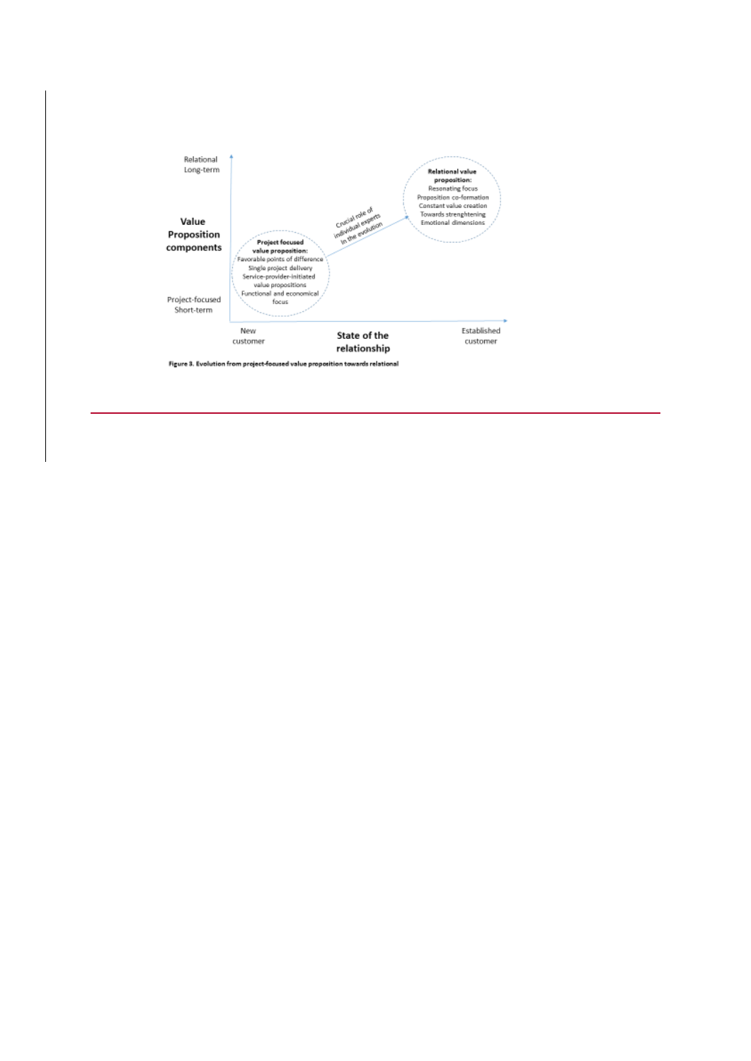Relational
Long-term

**Value Proposition components**

Project-focused
Short-term

**Project focused value proposition:**
Favorable points of difference
Single project delivery
Service-provider-initiated value propositions
Functional and economical focus

Crucial role of individual experts in the evolution

**Relational value proposition:**
Resonating focus
Proposition co-formation
Constant value creation
Towards strenghtening
Emotional dimensions

New customer

**State of the relationship**

Established customer

**Figure 3. Evolution from project-focused value proposition towards relational**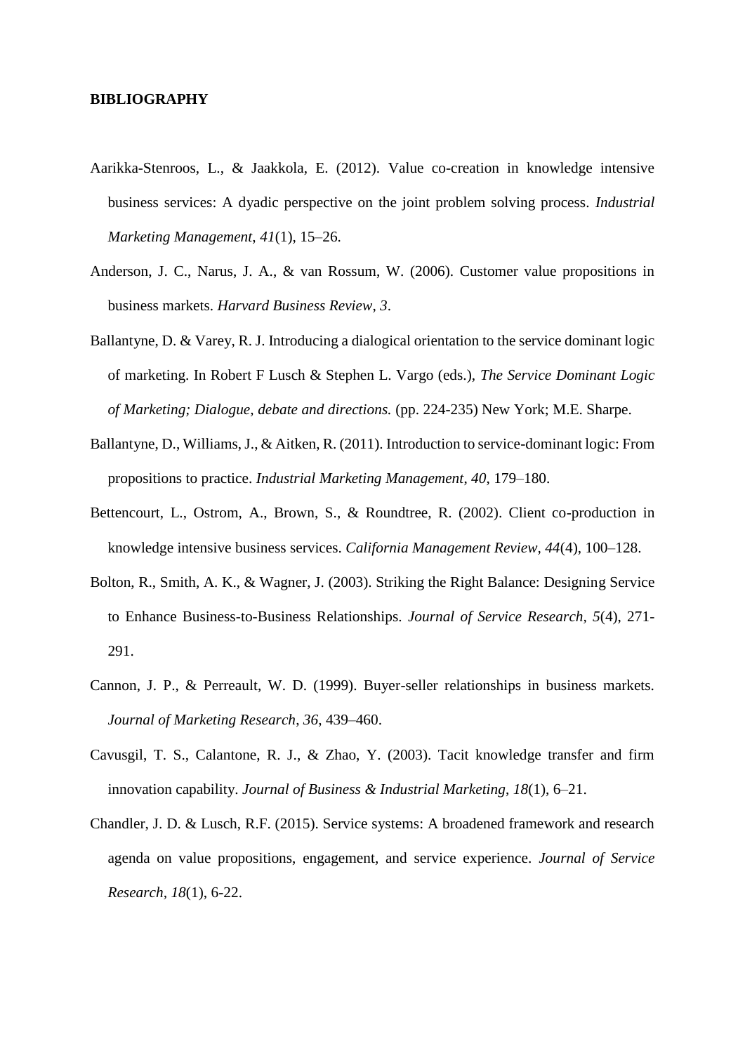**BIBLIOGRAPHY**

Aarikka-Stenroos, L., & Jaakkola, E. (2012). Value co-creation in knowledge intensive business services: A dyadic perspective on the joint problem solving process. *Industrial Marketing Management*, *41*(1), 15–26.

Anderson, J. C., Narus, J. A., & van Rossum, W. (2006). Customer value propositions in business markets. *Harvard Business Review*, *3*.

Ballantyne, D. & Varey, R. J. Introducing a dialogical orientation to the service dominant logic of marketing. In Robert F Lusch & Stephen L. Vargo (eds.), *The Service Dominant Logic of Marketing; Dialogue, debate and directions.* (pp. 224-235) New York; M.E. Sharpe.

Ballantyne, D., Williams, J., & Aitken, R. (2011). Introduction to service-dominant logic: From propositions to practice. *Industrial Marketing Management*, *40*, 179–180.

Bettencourt, L., Ostrom, A., Brown, S., & Roundtree, R. (2002). Client co-production in knowledge intensive business services. *California Management Review*, *44*(4), 100–128.

Bolton, R., Smith, A. K., & Wagner, J. (2003). Striking the Right Balance: Designing Service to Enhance Business-to-Business Relationships. *Journal of Service Research, 5*(4), 271-291.

Cannon, J. P., & Perreault, W. D. (1999). Buyer-seller relationships in business markets. *Journal of Marketing Research*, *36*, 439–460.

Cavusgil, T. S., Calantone, R. J., & Zhao, Y. (2003). Tacit knowledge transfer and firm innovation capability. *Journal of Business & Industrial Marketing*, *18*(1), 6–21.

Chandler, J. D. & Lusch, R.F. (2015). Service systems: A broadened framework and research agenda on value propositions, engagement, and service experience. *Journal of Service Research*, *18*(1), 6-22.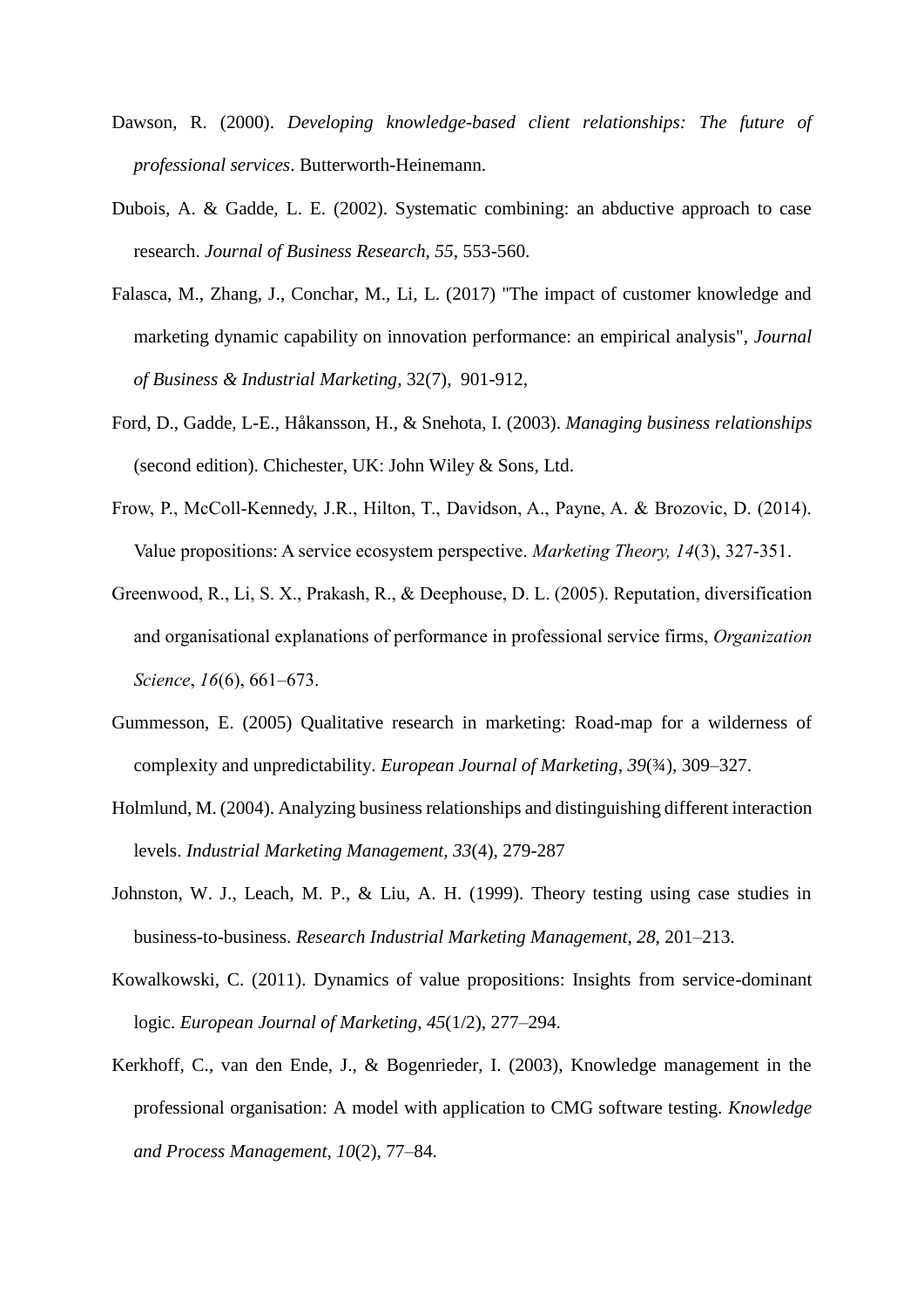Dawson, R. (2000). *Developing knowledge-based client relationships: The future of professional services*. Butterworth-Heinemann.

Dubois, A. & Gadde, L. E. (2002). Systematic combining: an abductive approach to case research. *Journal of Business Research, 55*, 553-560.

Falasca, M., Zhang, J., Conchar, M., Li, L. (2017) "The impact of customer knowledge and marketing dynamic capability on innovation performance: an empirical analysis", *Journal of Business & Industrial Marketing*, 32(7), 901-912,

Ford, D., Gadde, L-E., Håkansson, H., & Snehota, I. (2003). *Managing business relationships* (second edition). Chichester, UK: John Wiley & Sons, Ltd.

Frow, P., McColl-Kennedy, J.R., Hilton, T., Davidson, A., Payne, A. & Brozovic, D. (2014). Value propositions: A service ecosystem perspective. *Marketing Theory, 14*(3), 327-351.

Greenwood, R., Li, S. X., Prakash, R., & Deephouse, D. L. (2005). Reputation, diversification and organisational explanations of performance in professional service firms, *Organization Science*, *16*(6), 661–673.

Gummesson, E. (2005) Qualitative research in marketing: Road-map for a wilderness of complexity and unpredictability. *European Journal of Marketing*, *39*(¾), 309–327.

Holmlund, M. (2004). Analyzing business relationships and distinguishing different interaction levels. *Industrial Marketing Management, 33*(4), 279-287

Johnston, W. J., Leach, M. P., & Liu, A. H. (1999). Theory testing using case studies in business-to-business. *Research Industrial Marketing Management*, *28*, 201–213.

Kowalkowski, C. (2011). Dynamics of value propositions: Insights from service-dominant logic. *European Journal of Marketing*, *45*(1/2), 277–294.

Kerkhoff, C., van den Ende, J., & Bogenrieder, I. (2003), Knowledge management in the professional organisation: A model with application to CMG software testing. *Knowledge and Process Management, 10*(2), 77–84.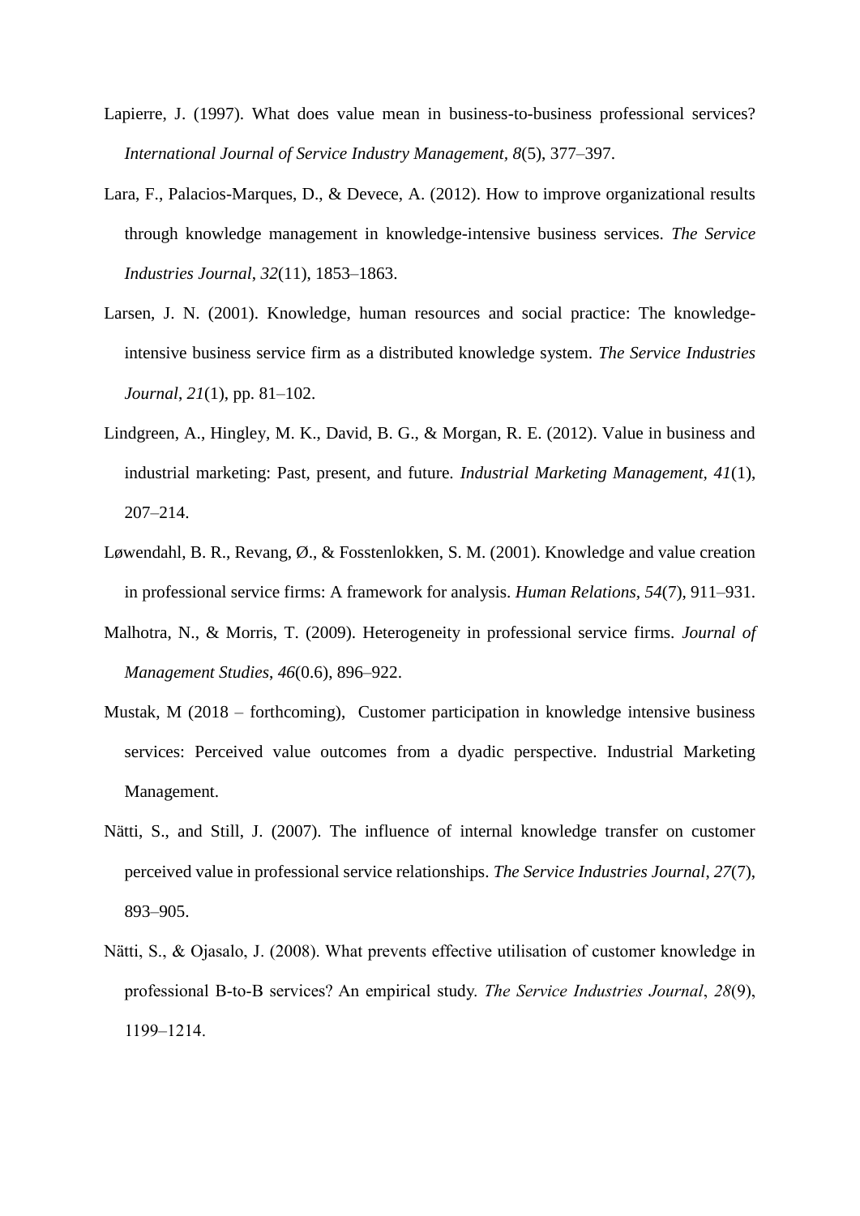Lapierre, J. (1997). What does value mean in business-to-business professional services? *International Journal of Service Industry Management, 8*(5), 377–397.

Lara, F., Palacios-Marques, D., & Devece, A. (2012). How to improve organizational results through knowledge management in knowledge-intensive business services. *The Service Industries Journal*, *32*(11), 1853–1863.

Larsen, J. N. (2001). Knowledge, human resources and social practice: The knowledge-intensive business service firm as a distributed knowledge system. *The Service Industries Journal*, *21*(1), pp. 81–102.

Lindgreen, A., Hingley, M. K., David, B. G., & Morgan, R. E. (2012). Value in business and industrial marketing: Past, present, and future. *Industrial Marketing Management, 41*(1), 207–214.

Løwendahl, B. R., Revang, Ø., & Fosstenlokken, S. M. (2001). Knowledge and value creation in professional service firms: A framework for analysis. *Human Relations*, *54*(7), 911–931.

Malhotra, N., & Morris, T. (2009). Heterogeneity in professional service firms. *Journal of Management Studies*, *46*(0.6), 896–922.

Mustak, M (2018 – forthcoming), Customer participation in knowledge intensive business services: Perceived value outcomes from a dyadic perspective. Industrial Marketing Management.

Nätti, S., and Still, J. (2007). The influence of internal knowledge transfer on customer perceived value in professional service relationships. *The Service Industries Journal*, *27*(7), 893–905.

Nätti, S., & Ojasalo, J. (2008). What prevents effective utilisation of customer knowledge in professional B-to-B services? An empirical study. *The Service Industries Journal*, *28*(9), 1199–1214.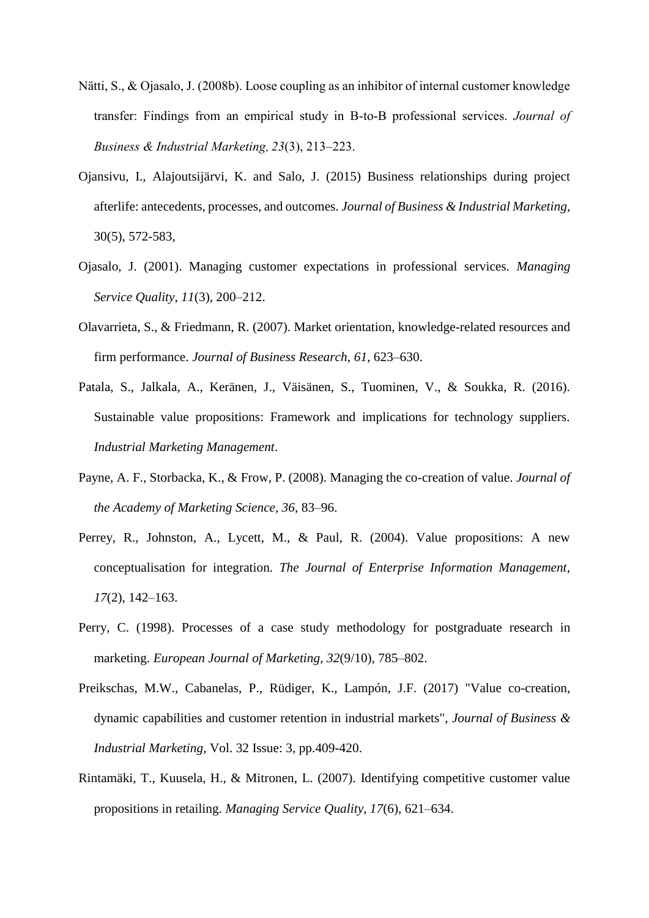Nätti, S., & Ojasalo, J. (2008b). Loose coupling as an inhibitor of internal customer knowledge transfer: Findings from an empirical study in B-to-B professional services. *Journal of Business & Industrial Marketing, 23*(3), 213–223.

Ojansivu, I., Alajoutsijärvi, K. and Salo, J. (2015) Business relationships during project afterlife: antecedents, processes, and outcomes. *Journal of Business & Industrial Marketing*, 30(5), 572-583,

Ojasalo, J. (2001). Managing customer expectations in professional services. *Managing Service Quality*, *11*(3), 200–212.

Olavarrieta, S., & Friedmann, R. (2007). Market orientation, knowledge-related resources and firm performance. *Journal of Business Research*, *61*, 623–630.

Patala, S., Jalkala, A., Keränen, J., Väisänen, S., Tuominen, V., & Soukka, R. (2016). Sustainable value propositions: Framework and implications for technology suppliers. *Industrial Marketing Management*.

Payne, A. F., Storbacka, K., & Frow, P. (2008). Managing the co-creation of value. *Journal of the Academy of Marketing Science, 36*, 83–96.

Perrey, R., Johnston, A., Lycett, M., & Paul, R. (2004). Value propositions: A new conceptualisation for integration. *The Journal of Enterprise Information Management*, *17*(2), 142–163.

Perry, C. (1998). Processes of a case study methodology for postgraduate research in marketing. *European Journal of Marketing*, *32*(9/10), 785–802.

Preikschas, M.W., Cabanelas, P., Rüdiger, K., Lampón, J.F. (2017) "Value co-creation, dynamic capabilities and customer retention in industrial markets", *Journal of Business & Industrial Marketing*, Vol. 32 Issue: 3, pp.409-420.

Rintamäki, T., Kuusela, H., & Mitronen, L. (2007). Identifying competitive customer value propositions in retailing. *Managing Service Quality*, *17*(6), 621–634.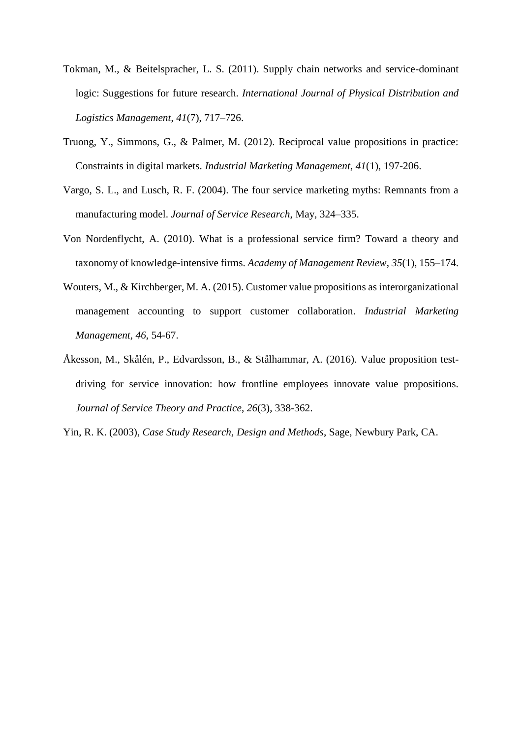Tokman, M., & Beitelspracher, L. S. (2011). Supply chain networks and service-dominant logic: Suggestions for future research. *International Journal of Physical Distribution and Logistics Management*, *41*(7), 717–726.

Truong, Y., Simmons, G., & Palmer, M. (2012). Reciprocal value propositions in practice: Constraints in digital markets. *Industrial Marketing Management*, *41*(1), 197-206.

Vargo, S. L., and Lusch, R. F. (2004). The four service marketing myths: Remnants from a manufacturing model. *Journal of Service Research*, May, 324–335.

Von Nordenflycht, A. (2010). What is a professional service firm? Toward a theory and taxonomy of knowledge-intensive firms. *Academy of Management Review*, *35*(1), 155–174.

Wouters, M., & Kirchberger, M. A. (2015). Customer value propositions as interorganizational management accounting to support customer collaboration. *Industrial Marketing Management*, *46*, 54-67.

Åkesson, M., Skålén, P., Edvardsson, B., & Stålhammar, A. (2016). Value proposition test-driving for service innovation: how frontline employees innovate value propositions. *Journal of Service Theory and Practice*, *26*(3), 338-362.

Yin, R. K. (2003), *Case Study Research, Design and Methods*, Sage, Newbury Park, CA.